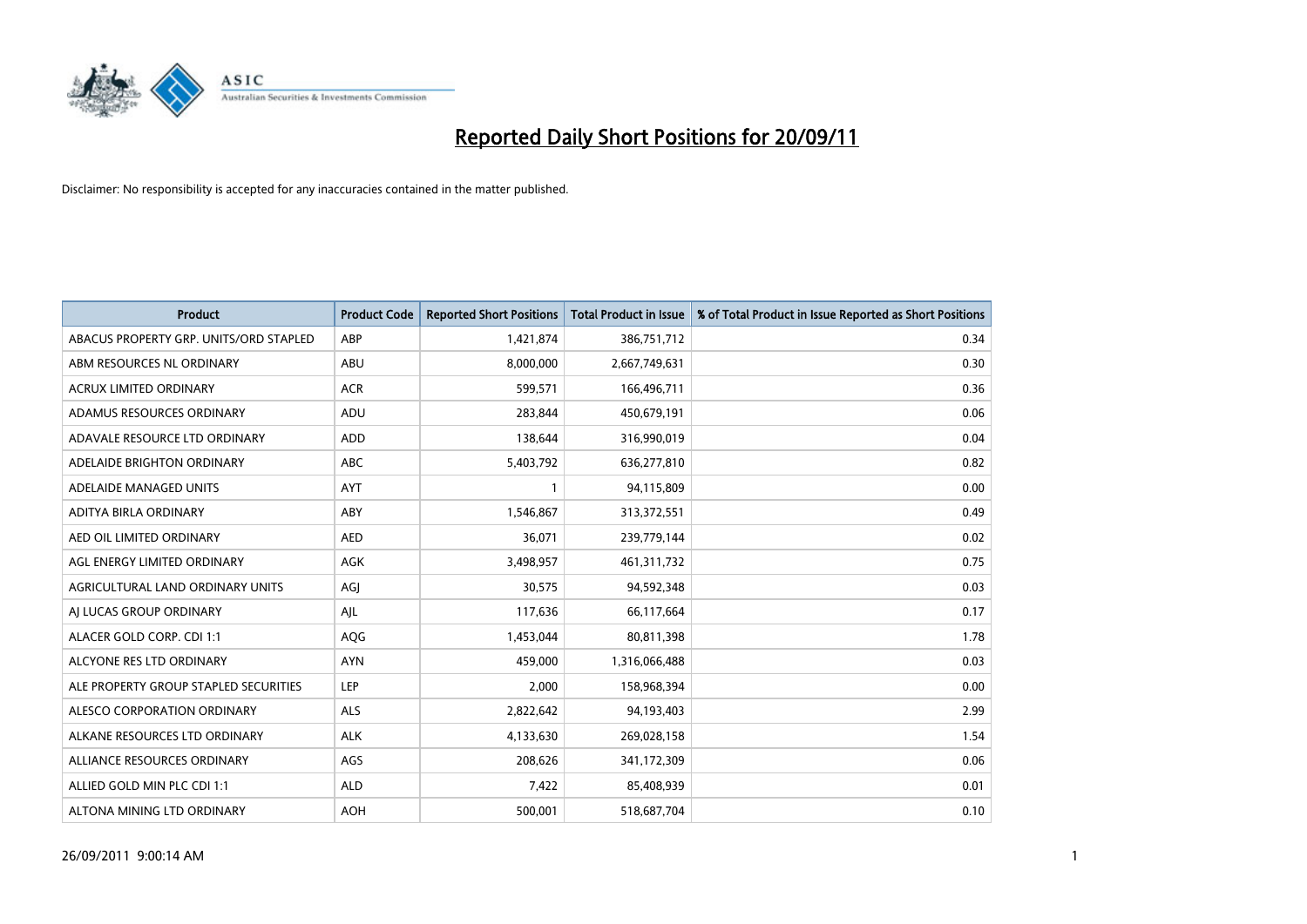# Reported Daily Short Positions for 20/09/11

Disclaimer: No responsibility is accepted for any inaccuracies contained in the matter published.

| Product | Product Code | Reported Short Positions | Total Product in Issue | % of Total Product in Issue Reported as Short Positions |
|---|---|---|---|---|
| ABACUS PROPERTY GRP. UNITS/ORD STAPLED | ABP | 1,421,874 | 386,751,712 | 0.34 |
| ABM RESOURCES NL ORDINARY | ABU | 8,000,000 | 2,667,749,631 | 0.30 |
| ACRUX LIMITED ORDINARY | ACR | 599,571 | 166,496,711 | 0.36 |
| ADAMUS RESOURCES ORDINARY | ADU | 283,844 | 450,679,191 | 0.06 |
| ADAVALE RESOURCE LTD ORDINARY | ADD | 138,644 | 316,990,019 | 0.04 |
| ADELAIDE BRIGHTON ORDINARY | ABC | 5,403,792 | 636,277,810 | 0.82 |
| ADELAIDE MANAGED UNITS | AYT | 1 | 94,115,809 | 0.00 |
| ADITYA BIRLA ORDINARY | ABY | 1,546,867 | 313,372,551 | 0.49 |
| AED OIL LIMITED ORDINARY | AED | 36,071 | 239,779,144 | 0.02 |
| AGL ENERGY LIMITED ORDINARY | AGK | 3,498,957 | 461,311,732 | 0.75 |
| AGRICULTURAL LAND ORDINARY UNITS | AGJ | 30,575 | 94,592,348 | 0.03 |
| AJ LUCAS GROUP ORDINARY | AJL | 117,636 | 66,117,664 | 0.17 |
| ALACER GOLD CORP. CDI 1:1 | AQG | 1,453,044 | 80,811,398 | 1.78 |
| ALCYONE RES LTD ORDINARY | AYN | 459,000 | 1,316,066,488 | 0.03 |
| ALE PROPERTY GROUP STAPLED SECURITIES | LEP | 2,000 | 158,968,394 | 0.00 |
| ALESCO CORPORATION ORDINARY | ALS | 2,822,642 | 94,193,403 | 2.99 |
| ALKANE RESOURCES LTD ORDINARY | ALK | 4,133,630 | 269,028,158 | 1.54 |
| ALLIANCE RESOURCES ORDINARY | AGS | 208,626 | 341,172,309 | 0.06 |
| ALLIED GOLD MIN PLC CDI 1:1 | ALD | 7,422 | 85,408,939 | 0.01 |
| ALTONA MINING LTD ORDINARY | AOH | 500,001 | 518,687,704 | 0.10 |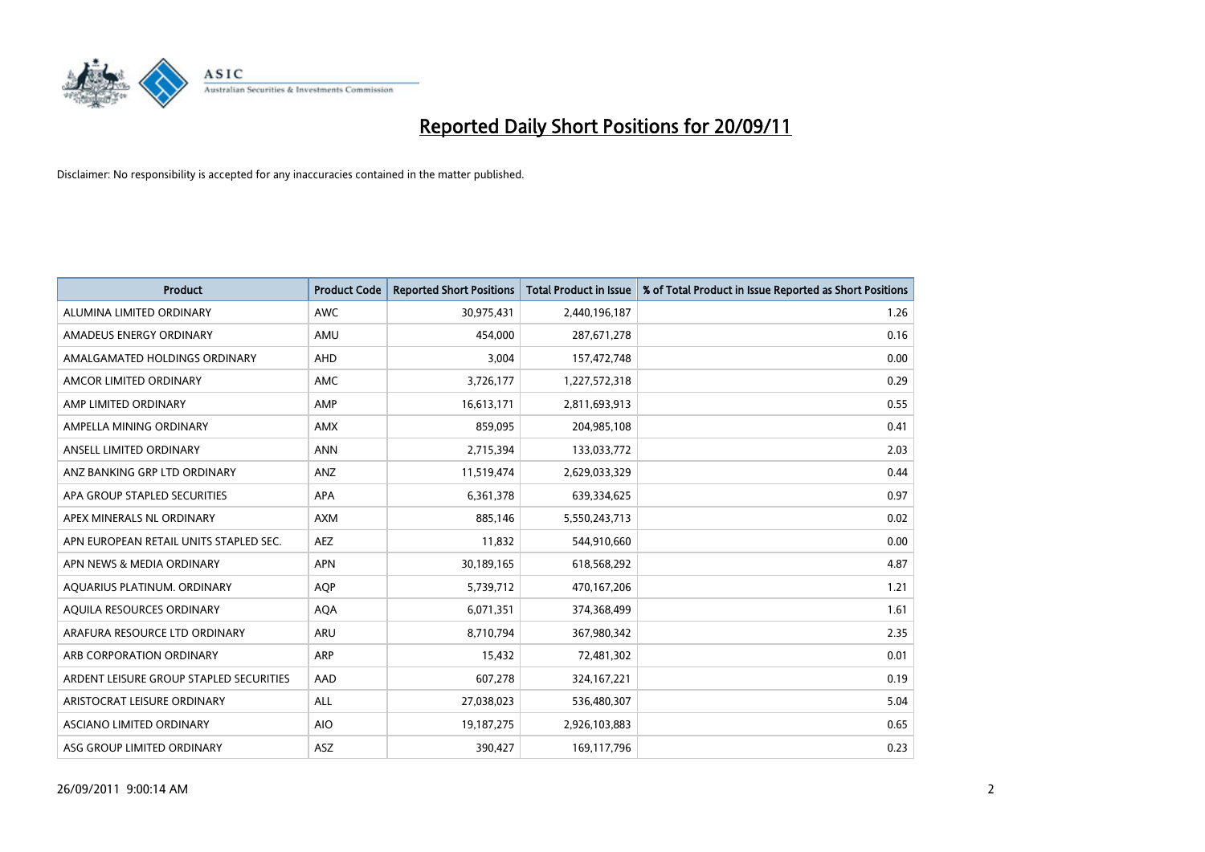# Reported Daily Short Positions for 20/09/11

Disclaimer: No responsibility is accepted for any inaccuracies contained in the matter published.

| Product | Product Code | Reported Short Positions | Total Product in Issue | % of Total Product in Issue Reported as Short Positions |
|---|---|---|---|---|
| ALUMINA LIMITED ORDINARY | AWC | 30,975,431 | 2,440,196,187 | 1.26 |
| AMADEUS ENERGY ORDINARY | AMU | 454,000 | 287,671,278 | 0.16 |
| AMALGAMATED HOLDINGS ORDINARY | AHD | 3,004 | 157,472,748 | 0.00 |
| AMCOR LIMITED ORDINARY | AMC | 3,726,177 | 1,227,572,318 | 0.29 |
| AMP LIMITED ORDINARY | AMP | 16,613,171 | 2,811,693,913 | 0.55 |
| AMPELLA MINING ORDINARY | AMX | 859,095 | 204,985,108 | 0.41 |
| ANSELL LIMITED ORDINARY | ANN | 2,715,394 | 133,033,772 | 2.03 |
| ANZ BANKING GRP LTD ORDINARY | ANZ | 11,519,474 | 2,629,033,329 | 0.44 |
| APA GROUP STAPLED SECURITIES | APA | 6,361,378 | 639,334,625 | 0.97 |
| APEX MINERALS NL ORDINARY | AXM | 885,146 | 5,550,243,713 | 0.02 |
| APN EUROPEAN RETAIL UNITS STAPLED SEC. | AEZ | 11,832 | 544,910,660 | 0.00 |
| APN NEWS & MEDIA ORDINARY | APN | 30,189,165 | 618,568,292 | 4.87 |
| AQUARIUS PLATINUM. ORDINARY | AQP | 5,739,712 | 470,167,206 | 1.21 |
| AQUILA RESOURCES ORDINARY | AQA | 6,071,351 | 374,368,499 | 1.61 |
| ARAFURA RESOURCE LTD ORDINARY | ARU | 8,710,794 | 367,980,342 | 2.35 |
| ARB CORPORATION ORDINARY | ARP | 15,432 | 72,481,302 | 0.01 |
| ARDENT LEISURE GROUP STAPLED SECURITIES | AAD | 607,278 | 324,167,221 | 0.19 |
| ARISTOCRAT LEISURE ORDINARY | ALL | 27,038,023 | 536,480,307 | 5.04 |
| ASCIANO LIMITED ORDINARY | AIO | 19,187,275 | 2,926,103,883 | 0.65 |
| ASG GROUP LIMITED ORDINARY | ASZ | 390,427 | 169,117,796 | 0.23 |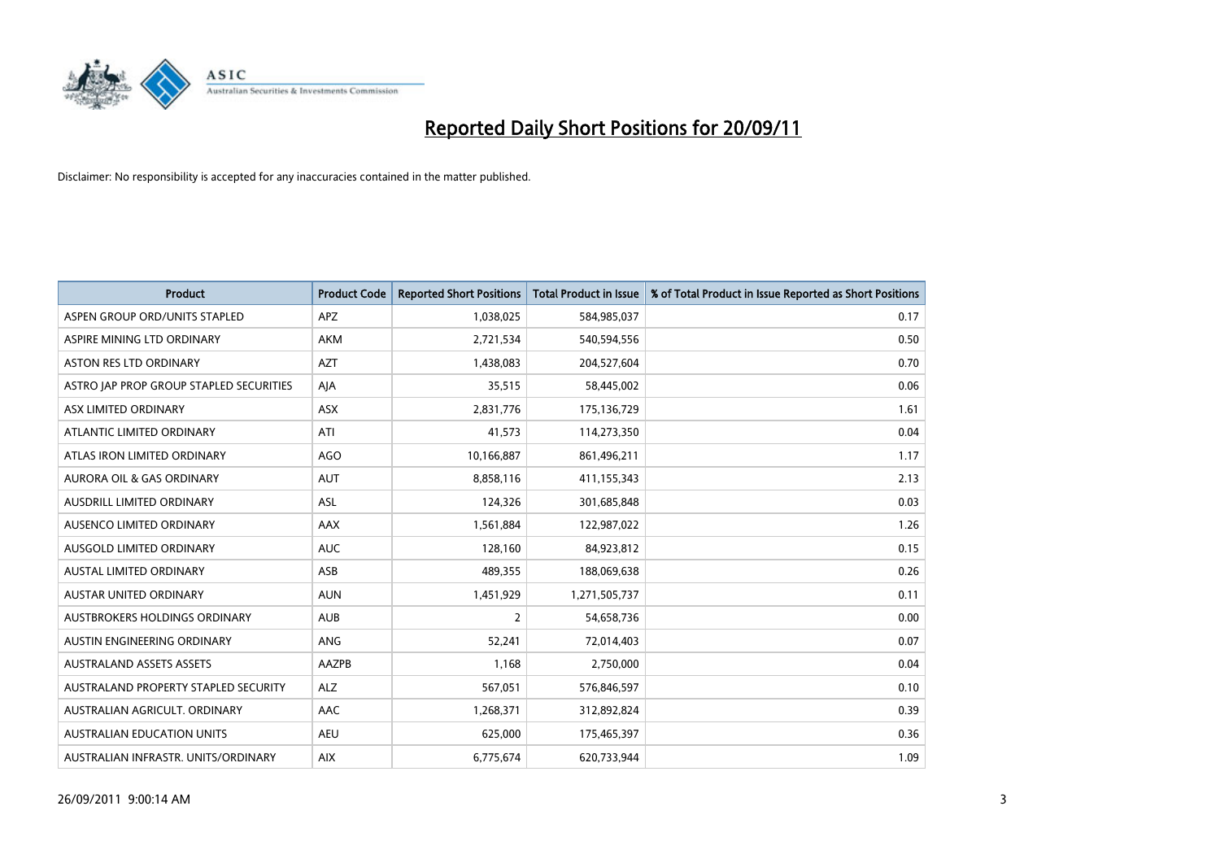# Reported Daily Short Positions for 20/09/11

Disclaimer: No responsibility is accepted for any inaccuracies contained in the matter published.

| Product | Product Code | Reported Short Positions | Total Product in Issue | % of Total Product in Issue Reported as Short Positions |
|---|---|---|---|---|
| ASPEN GROUP ORD/UNITS STAPLED | APZ | 1,038,025 | 584,985,037 | 0.17 |
| ASPIRE MINING LTD ORDINARY | AKM | 2,721,534 | 540,594,556 | 0.50 |
| ASTON RES LTD ORDINARY | AZT | 1,438,083 | 204,527,604 | 0.70 |
| ASTRO JAP PROP GROUP STAPLED SECURITIES | AJA | 35,515 | 58,445,002 | 0.06 |
| ASX LIMITED ORDINARY | ASX | 2,831,776 | 175,136,729 | 1.61 |
| ATLANTIC LIMITED ORDINARY | ATI | 41,573 | 114,273,350 | 0.04 |
| ATLAS IRON LIMITED ORDINARY | AGO | 10,166,887 | 861,496,211 | 1.17 |
| AURORA OIL & GAS ORDINARY | AUT | 8,858,116 | 411,155,343 | 2.13 |
| AUSDRILL LIMITED ORDINARY | ASL | 124,326 | 301,685,848 | 0.03 |
| AUSENCO LIMITED ORDINARY | AAX | 1,561,884 | 122,987,022 | 1.26 |
| AUSGOLD LIMITED ORDINARY | AUC | 128,160 | 84,923,812 | 0.15 |
| AUSTAL LIMITED ORDINARY | ASB | 489,355 | 188,069,638 | 0.26 |
| AUSTAR UNITED ORDINARY | AUN | 1,451,929 | 1,271,505,737 | 0.11 |
| AUSTBROKERS HOLDINGS ORDINARY | AUB | 2 | 54,658,736 | 0.00 |
| AUSTIN ENGINEERING ORDINARY | ANG | 52,241 | 72,014,403 | 0.07 |
| AUSTRALAND ASSETS ASSETS | AAZPB | 1,168 | 2,750,000 | 0.04 |
| AUSTRALAND PROPERTY STAPLED SECURITY | ALZ | 567,051 | 576,846,597 | 0.10 |
| AUSTRALIAN AGRICULT. ORDINARY | AAC | 1,268,371 | 312,892,824 | 0.39 |
| AUSTRALIAN EDUCATION UNITS | AEU | 625,000 | 175,465,397 | 0.36 |
| AUSTRALIAN INFRASTR. UNITS/ORDINARY | AIX | 6,775,674 | 620,733,944 | 1.09 |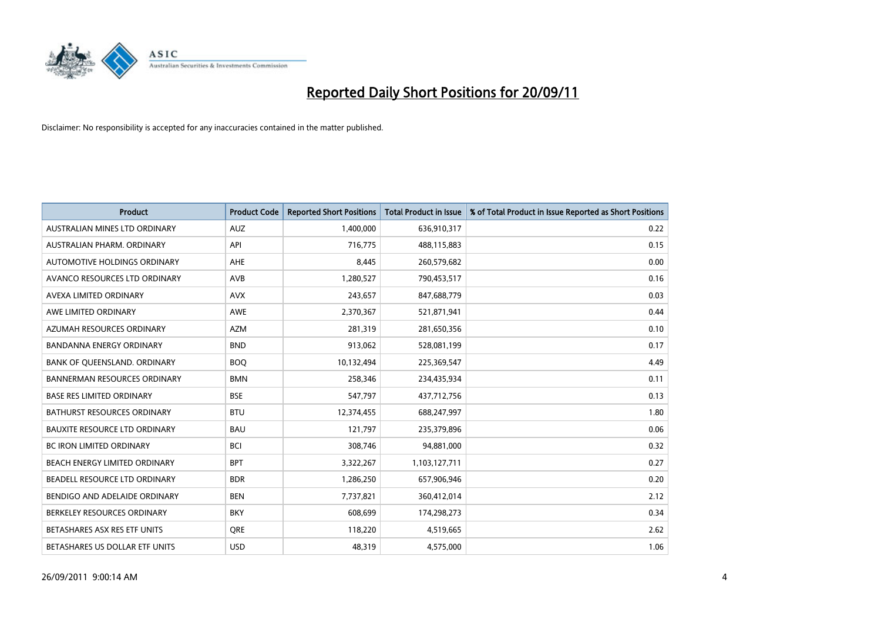# Reported Daily Short Positions for 20/09/11

Disclaimer: No responsibility is accepted for any inaccuracies contained in the matter published.

| Product | Product Code | Reported Short Positions | Total Product in Issue | % of Total Product in Issue Reported as Short Positions |
|---|---|---|---|---|
| AUSTRALIAN MINES LTD ORDINARY | AUZ | 1,400,000 | 636,910,317 | 0.22 |
| AUSTRALIAN PHARM. ORDINARY | API | 716,775 | 488,115,883 | 0.15 |
| AUTOMOTIVE HOLDINGS ORDINARY | AHE | 8,445 | 260,579,682 | 0.00 |
| AVANCO RESOURCES LTD ORDINARY | AVB | 1,280,527 | 790,453,517 | 0.16 |
| AVEXA LIMITED ORDINARY | AVX | 243,657 | 847,688,779 | 0.03 |
| AWE LIMITED ORDINARY | AWE | 2,370,367 | 521,871,941 | 0.44 |
| AZUMAH RESOURCES ORDINARY | AZM | 281,319 | 281,650,356 | 0.10 |
| BANDANNA ENERGY ORDINARY | BND | 913,062 | 528,081,199 | 0.17 |
| BANK OF QUEENSLAND. ORDINARY | BOQ | 10,132,494 | 225,369,547 | 4.49 |
| BANNERMAN RESOURCES ORDINARY | BMN | 258,346 | 234,435,934 | 0.11 |
| BASE RES LIMITED ORDINARY | BSE | 547,797 | 437,712,756 | 0.13 |
| BATHURST RESOURCES ORDINARY | BTU | 12,374,455 | 688,247,997 | 1.80 |
| BAUXITE RESOURCE LTD ORDINARY | BAU | 121,797 | 235,379,896 | 0.06 |
| BC IRON LIMITED ORDINARY | BCI | 308,746 | 94,881,000 | 0.32 |
| BEACH ENERGY LIMITED ORDINARY | BPT | 3,322,267 | 1,103,127,711 | 0.27 |
| BEADELL RESOURCE LTD ORDINARY | BDR | 1,286,250 | 657,906,946 | 0.20 |
| BENDIGO AND ADELAIDE ORDINARY | BEN | 7,737,821 | 360,412,014 | 2.12 |
| BERKELEY RESOURCES ORDINARY | BKY | 608,699 | 174,298,273 | 0.34 |
| BETASHARES ASX RES ETF UNITS | QRE | 118,220 | 4,519,665 | 2.62 |
| BETASHARES US DOLLAR ETF UNITS | USD | 48,319 | 4,575,000 | 1.06 |

26/09/2011 9:00:14 AM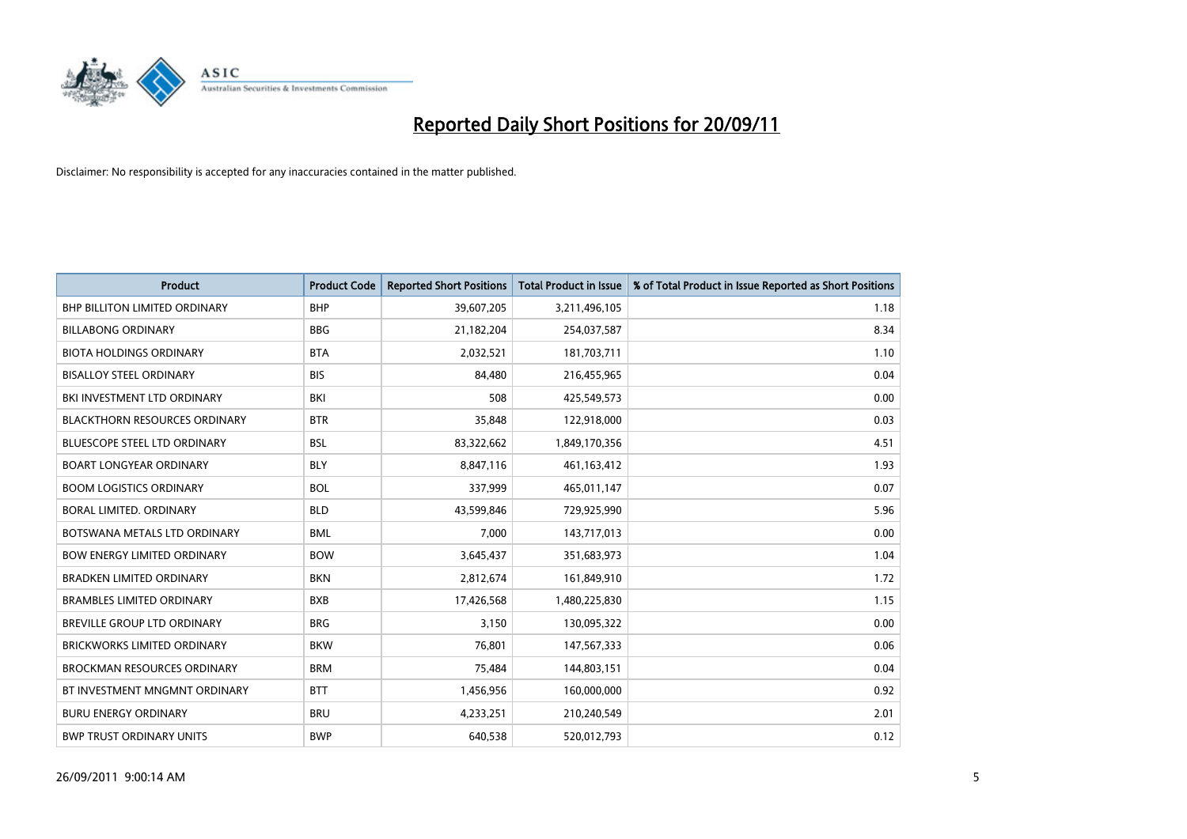# Reported Daily Short Positions for 20/09/11

Disclaimer: No responsibility is accepted for any inaccuracies contained in the matter published.

| Product | Product Code | Reported Short Positions | Total Product in Issue | % of Total Product in Issue Reported as Short Positions |
|---|---|---|---|---|
| BHP BILLITON LIMITED ORDINARY | BHP | 39,607,205 | 3,211,496,105 | 1.18 |
| BILLABONG ORDINARY | BBG | 21,182,204 | 254,037,587 | 8.34 |
| BIOTA HOLDINGS ORDINARY | BTA | 2,032,521 | 181,703,711 | 1.10 |
| BISALLOY STEEL ORDINARY | BIS | 84,480 | 216,455,965 | 0.04 |
| BKI INVESTMENT LTD ORDINARY | BKI | 508 | 425,549,573 | 0.00 |
| BLACKTHORN RESOURCES ORDINARY | BTR | 35,848 | 122,918,000 | 0.03 |
| BLUESCOPE STEEL LTD ORDINARY | BSL | 83,322,662 | 1,849,170,356 | 4.51 |
| BOART LONGYEAR ORDINARY | BLY | 8,847,116 | 461,163,412 | 1.93 |
| BOOM LOGISTICS ORDINARY | BOL | 337,999 | 465,011,147 | 0.07 |
| BORAL LIMITED. ORDINARY | BLD | 43,599,846 | 729,925,990 | 5.96 |
| BOTSWANA METALS LTD ORDINARY | BML | 7,000 | 143,717,013 | 0.00 |
| BOW ENERGY LIMITED ORDINARY | BOW | 3,645,437 | 351,683,973 | 1.04 |
| BRADKEN LIMITED ORDINARY | BKN | 2,812,674 | 161,849,910 | 1.72 |
| BRAMBLES LIMITED ORDINARY | BXB | 17,426,568 | 1,480,225,830 | 1.15 |
| BREVILLE GROUP LTD ORDINARY | BRG | 3,150 | 130,095,322 | 0.00 |
| BRICKWORKS LIMITED ORDINARY | BKW | 76,801 | 147,567,333 | 0.06 |
| BROCKMAN RESOURCES ORDINARY | BRM | 75,484 | 144,803,151 | 0.04 |
| BT INVESTMENT MNGMNT ORDINARY | BTT | 1,456,956 | 160,000,000 | 0.92 |
| BURU ENERGY ORDINARY | BRU | 4,233,251 | 210,240,549 | 2.01 |
| BWP TRUST ORDINARY UNITS | BWP | 640,538 | 520,012,793 | 0.12 |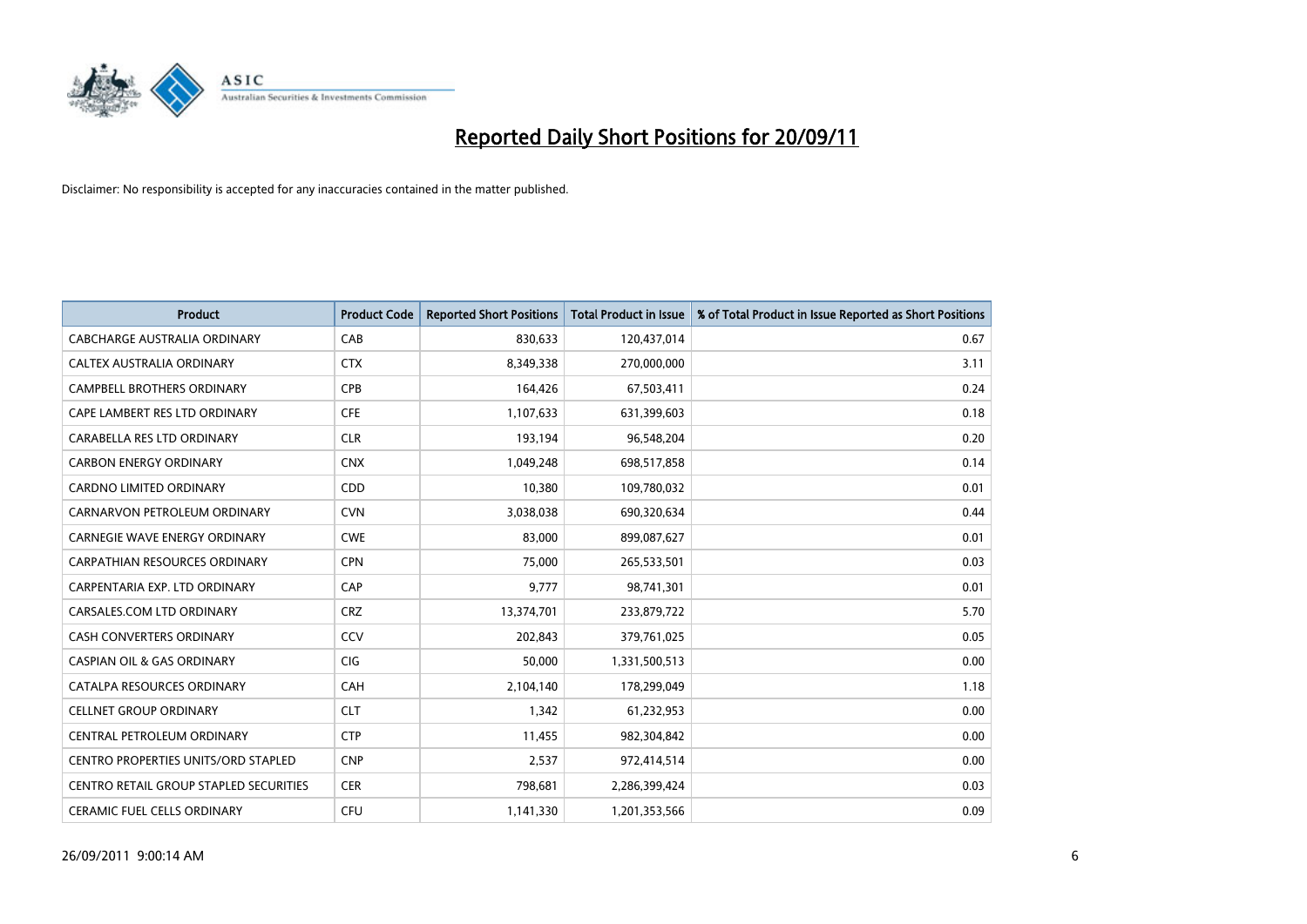# Reported Daily Short Positions for 20/09/11

Disclaimer: No responsibility is accepted for any inaccuracies contained in the matter published.

| Product | Product Code | Reported Short Positions | Total Product in Issue | % of Total Product in Issue Reported as Short Positions |
|---|---|---|---|---|
| CABCHARGE AUSTRALIA ORDINARY | CAB | 830,633 | 120,437,014 | 0.67 |
| CALTEX AUSTRALIA ORDINARY | CTX | 8,349,338 | 270,000,000 | 3.11 |
| CAMPBELL BROTHERS ORDINARY | CPB | 164,426 | 67,503,411 | 0.24 |
| CAPE LAMBERT RES LTD ORDINARY | CFE | 1,107,633 | 631,399,603 | 0.18 |
| CARABELLA RES LTD ORDINARY | CLR | 193,194 | 96,548,204 | 0.20 |
| CARBON ENERGY ORDINARY | CNX | 1,049,248 | 698,517,858 | 0.14 |
| CARDNO LIMITED ORDINARY | CDD | 10,380 | 109,780,032 | 0.01 |
| CARNARVON PETROLEUM ORDINARY | CVN | 3,038,038 | 690,320,634 | 0.44 |
| CARNEGIE WAVE ENERGY ORDINARY | CWE | 83,000 | 899,087,627 | 0.01 |
| CARPATHIAN RESOURCES ORDINARY | CPN | 75,000 | 265,533,501 | 0.03 |
| CARPENTARIA EXP. LTD ORDINARY | CAP | 9,777 | 98,741,301 | 0.01 |
| CARSALES.COM LTD ORDINARY | CRZ | 13,374,701 | 233,879,722 | 5.70 |
| CASH CONVERTERS ORDINARY | CCV | 202,843 | 379,761,025 | 0.05 |
| CASPIAN OIL & GAS ORDINARY | CIG | 50,000 | 1,331,500,513 | 0.00 |
| CATALPA RESOURCES ORDINARY | CAH | 2,104,140 | 178,299,049 | 1.18 |
| CELLNET GROUP ORDINARY | CLT | 1,342 | 61,232,953 | 0.00 |
| CENTRAL PETROLEUM ORDINARY | CTP | 11,455 | 982,304,842 | 0.00 |
| CENTRO PROPERTIES UNITS/ORD STAPLED | CNP | 2,537 | 972,414,514 | 0.00 |
| CENTRO RETAIL GROUP STAPLED SECURITIES | CER | 798,681 | 2,286,399,424 | 0.03 |
| CERAMIC FUEL CELLS ORDINARY | CFU | 1,141,330 | 1,201,353,566 | 0.09 |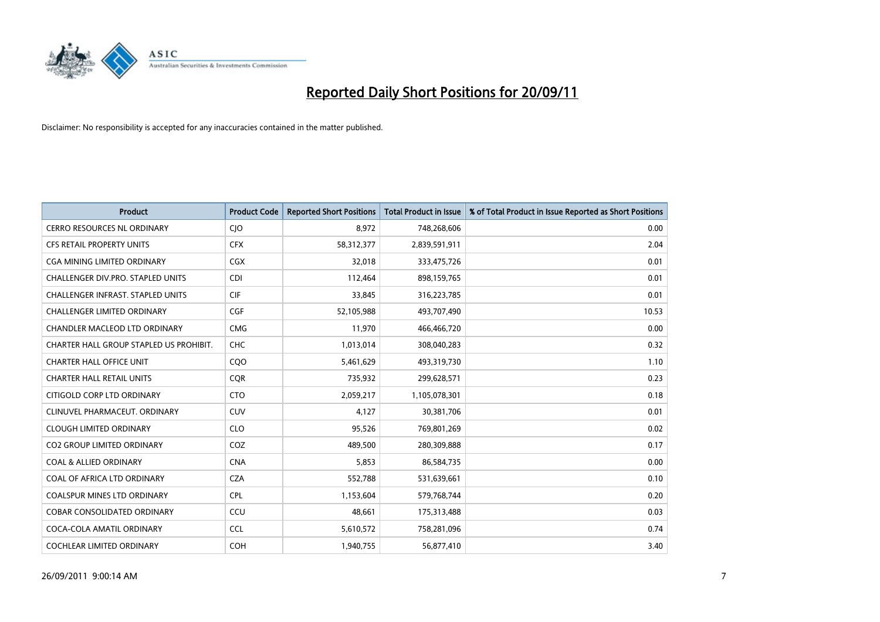# Reported Daily Short Positions for 20/09/11

Disclaimer: No responsibility is accepted for any inaccuracies contained in the matter published.

| Product | Product Code | Reported Short Positions | Total Product in Issue | % of Total Product in Issue Reported as Short Positions |
|---|---|---|---|---|
| CERRO RESOURCES NL ORDINARY | CJO | 8,972 | 748,268,606 | 0.00 |
| CFS RETAIL PROPERTY UNITS | CFX | 58,312,377 | 2,839,591,911 | 2.04 |
| CGA MINING LIMITED ORDINARY | CGX | 32,018 | 333,475,726 | 0.01 |
| CHALLENGER DIV.PRO. STAPLED UNITS | CDI | 112,464 | 898,159,765 | 0.01 |
| CHALLENGER INFRAST. STAPLED UNITS | CIF | 33,845 | 316,223,785 | 0.01 |
| CHALLENGER LIMITED ORDINARY | CGF | 52,105,988 | 493,707,490 | 10.53 |
| CHANDLER MACLEOD LTD ORDINARY | CMG | 11,970 | 466,466,720 | 0.00 |
| CHARTER HALL GROUP STAPLED US PROHIBIT. | CHC | 1,013,014 | 308,040,283 | 0.32 |
| CHARTER HALL OFFICE UNIT | CQO | 5,461,629 | 493,319,730 | 1.10 |
| CHARTER HALL RETAIL UNITS | CQR | 735,932 | 299,628,571 | 0.23 |
| CITIGOLD CORP LTD ORDINARY | CTO | 2,059,217 | 1,105,078,301 | 0.18 |
| CLINUVEL PHARMACEUT. ORDINARY | CUV | 4,127 | 30,381,706 | 0.01 |
| CLOUGH LIMITED ORDINARY | CLO | 95,526 | 769,801,269 | 0.02 |
| CO2 GROUP LIMITED ORDINARY | COZ | 489,500 | 280,309,888 | 0.17 |
| COAL & ALLIED ORDINARY | CNA | 5,853 | 86,584,735 | 0.00 |
| COAL OF AFRICA LTD ORDINARY | CZA | 552,788 | 531,639,661 | 0.10 |
| COALSPUR MINES LTD ORDINARY | CPL | 1,153,604 | 579,768,744 | 0.20 |
| COBAR CONSOLIDATED ORDINARY | CCU | 48,661 | 175,313,488 | 0.03 |
| COCA-COLA AMATIL ORDINARY | CCL | 5,610,572 | 758,281,096 | 0.74 |
| COCHLEAR LIMITED ORDINARY | COH | 1,940,755 | 56,877,410 | 3.40 |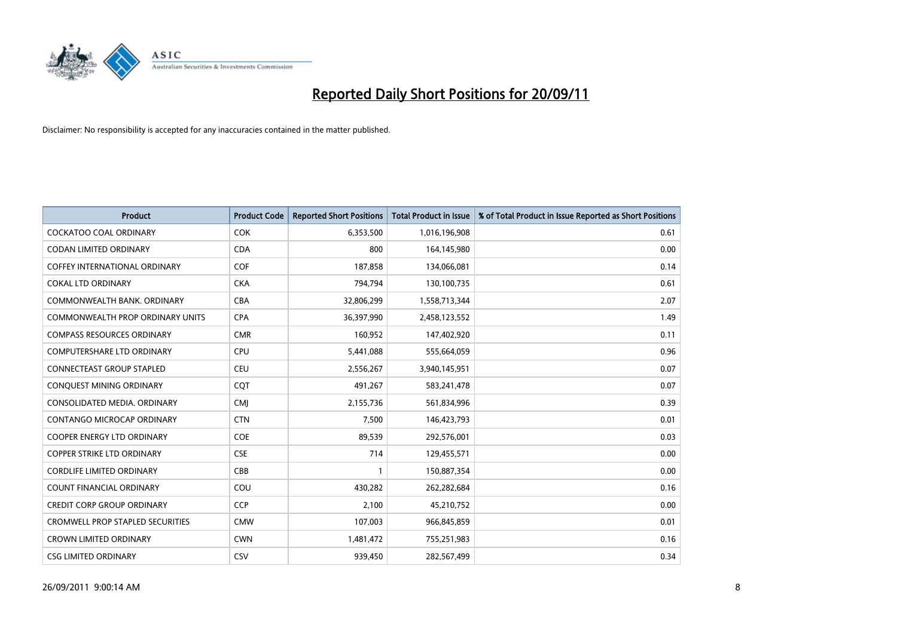# Reported Daily Short Positions for 20/09/11

Disclaimer: No responsibility is accepted for any inaccuracies contained in the matter published.

| Product | Product Code | Reported Short Positions | Total Product in Issue | % of Total Product in Issue Reported as Short Positions |
|---|---|---|---|---|
| COCKATOO COAL ORDINARY | COK | 6,353,500 | 1,016,196,908 | 0.61 |
| CODAN LIMITED ORDINARY | CDA | 800 | 164,145,980 | 0.00 |
| COFFEY INTERNATIONAL ORDINARY | COF | 187,858 | 134,066,081 | 0.14 |
| COKAL LTD ORDINARY | CKA | 794,794 | 130,100,735 | 0.61 |
| COMMONWEALTH BANK. ORDINARY | CBA | 32,806,299 | 1,558,713,344 | 2.07 |
| COMMONWEALTH PROP ORDINARY UNITS | CPA | 36,397,990 | 2,458,123,552 | 1.49 |
| COMPASS RESOURCES ORDINARY | CMR | 160,952 | 147,402,920 | 0.11 |
| COMPUTERSHARE LTD ORDINARY | CPU | 5,441,088 | 555,664,059 | 0.96 |
| CONNECTEAST GROUP STAPLED | CEU | 2,556,267 | 3,940,145,951 | 0.07 |
| CONQUEST MINING ORDINARY | CQT | 491,267 | 583,241,478 | 0.07 |
| CONSOLIDATED MEDIA. ORDINARY | CMJ | 2,155,736 | 561,834,996 | 0.39 |
| CONTANGO MICROCAP ORDINARY | CTN | 7,500 | 146,423,793 | 0.01 |
| COOPER ENERGY LTD ORDINARY | COE | 89,539 | 292,576,001 | 0.03 |
| COPPER STRIKE LTD ORDINARY | CSE | 714 | 129,455,571 | 0.00 |
| CORDLIFE LIMITED ORDINARY | CBB | 1 | 150,887,354 | 0.00 |
| COUNT FINANCIAL ORDINARY | COU | 430,282 | 262,282,684 | 0.16 |
| CREDIT CORP GROUP ORDINARY | CCP | 2,100 | 45,210,752 | 0.00 |
| CROMWELL PROP STAPLED SECURITIES | CMW | 107,003 | 966,845,859 | 0.01 |
| CROWN LIMITED ORDINARY | CWN | 1,481,472 | 755,251,983 | 0.16 |
| CSG LIMITED ORDINARY | CSV | 939,450 | 282,567,499 | 0.34 |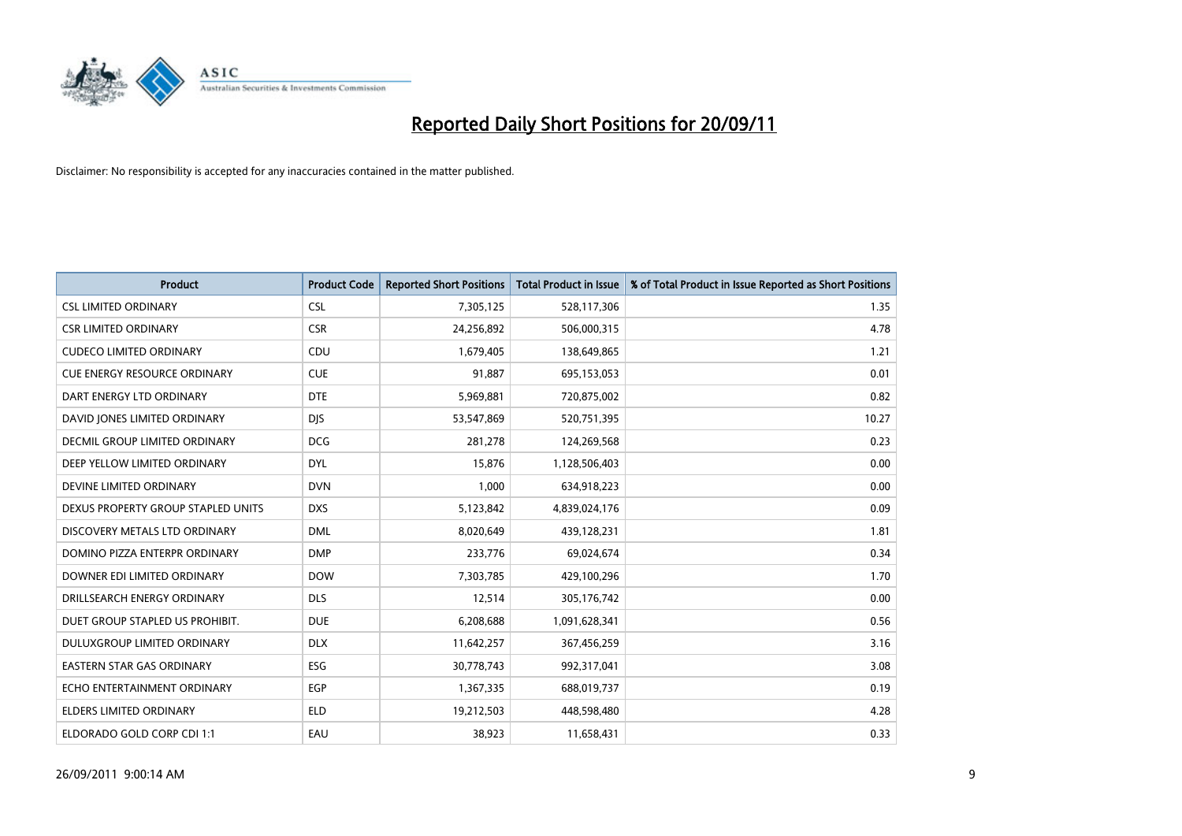# Reported Daily Short Positions for 20/09/11

Disclaimer: No responsibility is accepted for any inaccuracies contained in the matter published.

| Product | Product Code | Reported Short Positions | Total Product in Issue | % of Total Product in Issue Reported as Short Positions |
|---|---|---|---|---|
| CSL LIMITED ORDINARY | CSL | 7,305,125 | 528,117,306 | 1.35 |
| CSR LIMITED ORDINARY | CSR | 24,256,892 | 506,000,315 | 4.78 |
| CUDECO LIMITED ORDINARY | CDU | 1,679,405 | 138,649,865 | 1.21 |
| CUE ENERGY RESOURCE ORDINARY | CUE | 91,887 | 695,153,053 | 0.01 |
| DART ENERGY LTD ORDINARY | DTE | 5,969,881 | 720,875,002 | 0.82 |
| DAVID JONES LIMITED ORDINARY | DJS | 53,547,869 | 520,751,395 | 10.27 |
| DECMIL GROUP LIMITED ORDINARY | DCG | 281,278 | 124,269,568 | 0.23 |
| DEEP YELLOW LIMITED ORDINARY | DYL | 15,876 | 1,128,506,403 | 0.00 |
| DEVINE LIMITED ORDINARY | DVN | 1,000 | 634,918,223 | 0.00 |
| DEXUS PROPERTY GROUP STAPLED UNITS | DXS | 5,123,842 | 4,839,024,176 | 0.09 |
| DISCOVERY METALS LTD ORDINARY | DML | 8,020,649 | 439,128,231 | 1.81 |
| DOMINO PIZZA ENTERPR ORDINARY | DMP | 233,776 | 69,024,674 | 0.34 |
| DOWNER EDI LIMITED ORDINARY | DOW | 7,303,785 | 429,100,296 | 1.70 |
| DRILLSEARCH ENERGY ORDINARY | DLS | 12,514 | 305,176,742 | 0.00 |
| DUET GROUP STAPLED US PROHIBIT. | DUE | 6,208,688 | 1,091,628,341 | 0.56 |
| DULUXGROUP LIMITED ORDINARY | DLX | 11,642,257 | 367,456,259 | 3.16 |
| EASTERN STAR GAS ORDINARY | ESG | 30,778,743 | 992,317,041 | 3.08 |
| ECHO ENTERTAINMENT ORDINARY | EGP | 1,367,335 | 688,019,737 | 0.19 |
| ELDERS LIMITED ORDINARY | ELD | 19,212,503 | 448,598,480 | 4.28 |
| ELDORADO GOLD CORP CDI 1:1 | EAU | 38,923 | 11,658,431 | 0.33 |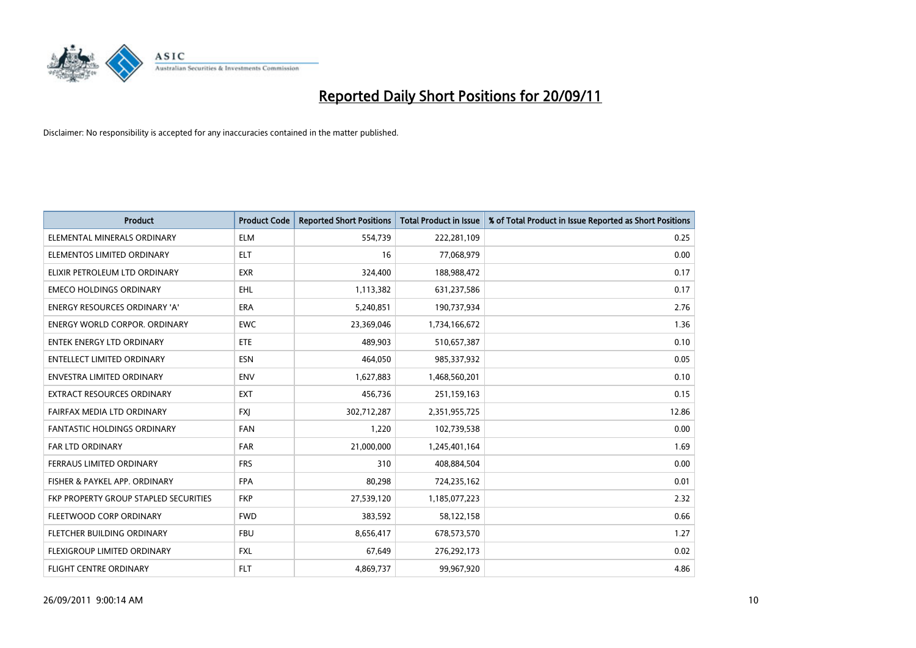# Reported Daily Short Positions for 20/09/11

Disclaimer: No responsibility is accepted for any inaccuracies contained in the matter published.

| Product | Product Code | Reported Short Positions | Total Product in Issue | % of Total Product in Issue Reported as Short Positions |
|---|---|---|---|---|
| ELEMENTAL MINERALS ORDINARY | ELM | 554,739 | 222,281,109 | 0.25 |
| ELEMENTOS LIMITED ORDINARY | ELT | 16 | 77,068,979 | 0.00 |
| ELIXIR PETROLEUM LTD ORDINARY | EXR | 324,400 | 188,988,472 | 0.17 |
| EMECO HOLDINGS ORDINARY | EHL | 1,113,382 | 631,237,586 | 0.17 |
| ENERGY RESOURCES ORDINARY 'A' | ERA | 5,240,851 | 190,737,934 | 2.76 |
| ENERGY WORLD CORPOR. ORDINARY | EWC | 23,369,046 | 1,734,166,672 | 1.36 |
| ENTEK ENERGY LTD ORDINARY | ETE | 489,903 | 510,657,387 | 0.10 |
| ENTELLECT LIMITED ORDINARY | ESN | 464,050 | 985,337,932 | 0.05 |
| ENVESTRA LIMITED ORDINARY | ENV | 1,627,883 | 1,468,560,201 | 0.10 |
| EXTRACT RESOURCES ORDINARY | EXT | 456,736 | 251,159,163 | 0.15 |
| FAIRFAX MEDIA LTD ORDINARY | FXJ | 302,712,287 | 2,351,955,725 | 12.86 |
| FANTASTIC HOLDINGS ORDINARY | FAN | 1,220 | 102,739,538 | 0.00 |
| FAR LTD ORDINARY | FAR | 21,000,000 | 1,245,401,164 | 1.69 |
| FERRAUS LIMITED ORDINARY | FRS | 310 | 408,884,504 | 0.00 |
| FISHER & PAYKEL APP. ORDINARY | FPA | 80,298 | 724,235,162 | 0.01 |
| FKP PROPERTY GROUP STAPLED SECURITIES | FKP | 27,539,120 | 1,185,077,223 | 2.32 |
| FLEETWOOD CORP ORDINARY | FWD | 383,592 | 58,122,158 | 0.66 |
| FLETCHER BUILDING ORDINARY | FBU | 8,656,417 | 678,573,570 | 1.27 |
| FLEXIGROUP LIMITED ORDINARY | FXL | 67,649 | 276,292,173 | 0.02 |
| FLIGHT CENTRE ORDINARY | FLT | 4,869,737 | 99,967,920 | 4.86 |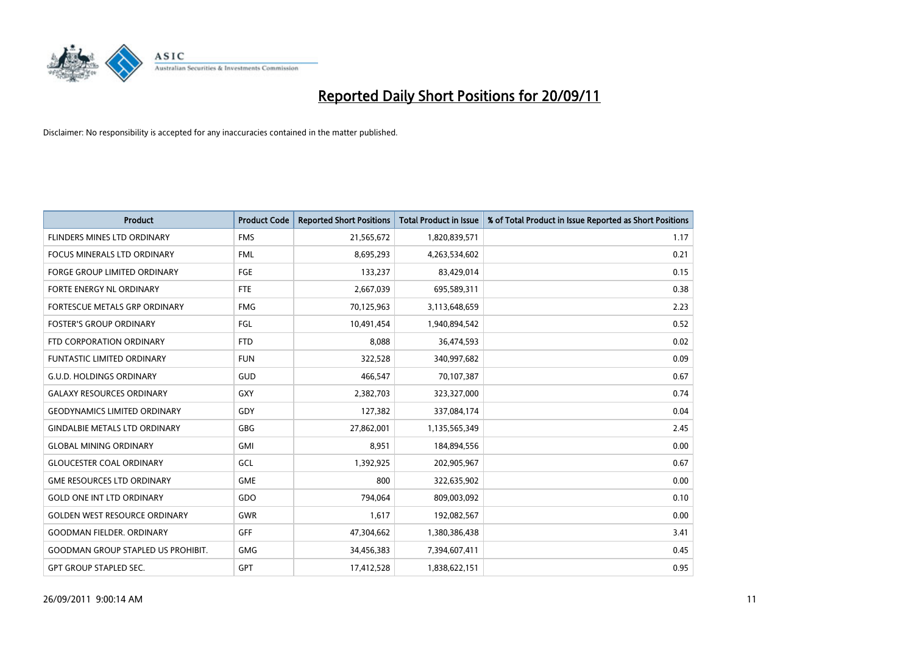# Reported Daily Short Positions for 20/09/11

Disclaimer: No responsibility is accepted for any inaccuracies contained in the matter published.

| Product | Product Code | Reported Short Positions | Total Product in Issue | % of Total Product in Issue Reported as Short Positions |
|---|---|---|---|---|
| FLINDERS MINES LTD ORDINARY | FMS | 21,565,672 | 1,820,839,571 | 1.17 |
| FOCUS MINERALS LTD ORDINARY | FML | 8,695,293 | 4,263,534,602 | 0.21 |
| FORGE GROUP LIMITED ORDINARY | FGE | 133,237 | 83,429,014 | 0.15 |
| FORTE ENERGY NL ORDINARY | FTE | 2,667,039 | 695,589,311 | 0.38 |
| FORTESCUE METALS GRP ORDINARY | FMG | 70,125,963 | 3,113,648,659 | 2.23 |
| FOSTER'S GROUP ORDINARY | FGL | 10,491,454 | 1,940,894,542 | 0.52 |
| FTD CORPORATION ORDINARY | FTD | 8,088 | 36,474,593 | 0.02 |
| FUNTASTIC LIMITED ORDINARY | FUN | 322,528 | 340,997,682 | 0.09 |
| G.U.D. HOLDINGS ORDINARY | GUD | 466,547 | 70,107,387 | 0.67 |
| GALAXY RESOURCES ORDINARY | GXY | 2,382,703 | 323,327,000 | 0.74 |
| GEODYNAMICS LIMITED ORDINARY | GDY | 127,382 | 337,084,174 | 0.04 |
| GINDALBIE METALS LTD ORDINARY | GBG | 27,862,001 | 1,135,565,349 | 2.45 |
| GLOBAL MINING ORDINARY | GMI | 8,951 | 184,894,556 | 0.00 |
| GLOUCESTER COAL ORDINARY | GCL | 1,392,925 | 202,905,967 | 0.67 |
| GME RESOURCES LTD ORDINARY | GME | 800 | 322,635,902 | 0.00 |
| GOLD ONE INT LTD ORDINARY | GDO | 794,064 | 809,003,092 | 0.10 |
| GOLDEN WEST RESOURCE ORDINARY | GWR | 1,617 | 192,082,567 | 0.00 |
| GOODMAN FIELDER. ORDINARY | GFF | 47,304,662 | 1,380,386,438 | 3.41 |
| GOODMAN GROUP STAPLED US PROHIBIT. | GMG | 34,456,383 | 7,394,607,411 | 0.45 |
| GPT GROUP STAPLED SEC. | GPT | 17,412,528 | 1,838,622,151 | 0.95 |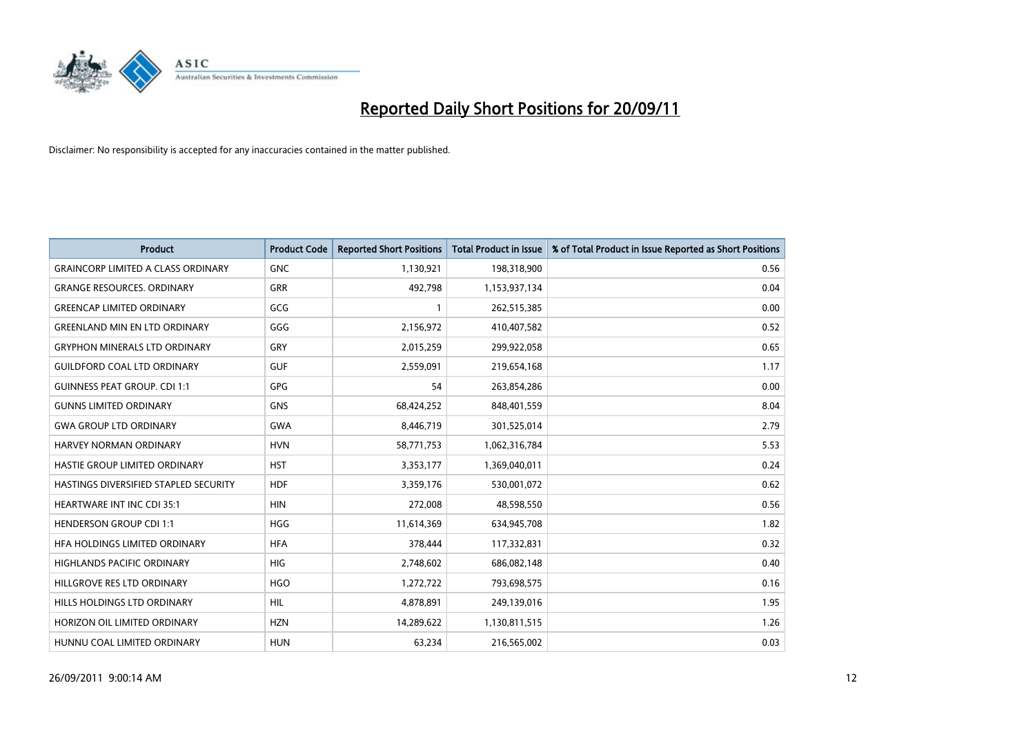# Reported Daily Short Positions for 20/09/11

Disclaimer: No responsibility is accepted for any inaccuracies contained in the matter published.

| Product | Product Code | Reported Short Positions | Total Product in Issue | % of Total Product in Issue Reported as Short Positions |
| --- | --- | --- | --- | --- |
| GRAINCORP LIMITED A CLASS ORDINARY | GNC | 1,130,921 | 198,318,900 | 0.56 |
| GRANGE RESOURCES. ORDINARY | GRR | 492,798 | 1,153,937,134 | 0.04 |
| GREENCAP LIMITED ORDINARY | GCG | 1 | 262,515,385 | 0.00 |
| GREENLAND MIN EN LTD ORDINARY | GGG | 2,156,972 | 410,407,582 | 0.52 |
| GRYPHON MINERALS LTD ORDINARY | GRY | 2,015,259 | 299,922,058 | 0.65 |
| GUILDFORD COAL LTD ORDINARY | GUF | 2,559,091 | 219,654,168 | 1.17 |
| GUINNESS PEAT GROUP. CDI 1:1 | GPG | 54 | 263,854,286 | 0.00 |
| GUNNS LIMITED ORDINARY | GNS | 68,424,252 | 848,401,559 | 8.04 |
| GWA GROUP LTD ORDINARY | GWA | 8,446,719 | 301,525,014 | 2.79 |
| HARVEY NORMAN ORDINARY | HVN | 58,771,753 | 1,062,316,784 | 5.53 |
| HASTIE GROUP LIMITED ORDINARY | HST | 3,353,177 | 1,369,040,011 | 0.24 |
| HASTINGS DIVERSIFIED STAPLED SECURITY | HDF | 3,359,176 | 530,001,072 | 0.62 |
| HEARTWARE INT INC CDI 35:1 | HIN | 272,008 | 48,598,550 | 0.56 |
| HENDERSON GROUP CDI 1:1 | HGG | 11,614,369 | 634,945,708 | 1.82 |
| HFA HOLDINGS LIMITED ORDINARY | HFA | 378,444 | 117,332,831 | 0.32 |
| HIGHLANDS PACIFIC ORDINARY | HIG | 2,748,602 | 686,082,148 | 0.40 |
| HILLGROVE RES LTD ORDINARY | HGO | 1,272,722 | 793,698,575 | 0.16 |
| HILLS HOLDINGS LTD ORDINARY | HIL | 4,878,891 | 249,139,016 | 1.95 |
| HORIZON OIL LIMITED ORDINARY | HZN | 14,289,622 | 1,130,811,515 | 1.26 |
| HUNNU COAL LIMITED ORDINARY | HUN | 63,234 | 216,565,002 | 0.03 |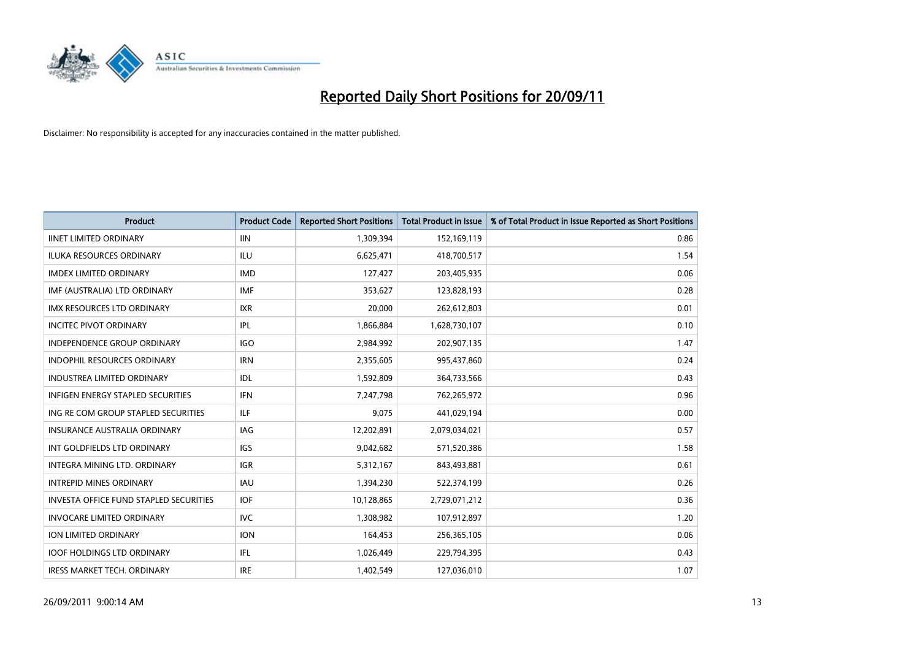# Reported Daily Short Positions for 20/09/11

Disclaimer: No responsibility is accepted for any inaccuracies contained in the matter published.

| Product | Product Code | Reported Short Positions | Total Product in Issue | % of Total Product in Issue Reported as Short Positions |
|---|---|---|---|---|
| IINET LIMITED ORDINARY | IIN | 1,309,394 | 152,169,119 | 0.86 |
| ILUKA RESOURCES ORDINARY | ILU | 6,625,471 | 418,700,517 | 1.54 |
| IMDEX LIMITED ORDINARY | IMD | 127,427 | 203,405,935 | 0.06 |
| IMF (AUSTRALIA) LTD ORDINARY | IMF | 353,627 | 123,828,193 | 0.28 |
| IMX RESOURCES LTD ORDINARY | IXR | 20,000 | 262,612,803 | 0.01 |
| INCITEC PIVOT ORDINARY | IPL | 1,866,884 | 1,628,730,107 | 0.10 |
| INDEPENDENCE GROUP ORDINARY | IGO | 2,984,992 | 202,907,135 | 1.47 |
| INDOPHIL RESOURCES ORDINARY | IRN | 2,355,605 | 995,437,860 | 0.24 |
| INDUSTREA LIMITED ORDINARY | IDL | 1,592,809 | 364,733,566 | 0.43 |
| INFIGEN ENERGY STAPLED SECURITIES | IFN | 7,247,798 | 762,265,972 | 0.96 |
| ING RE COM GROUP STAPLED SECURITIES | ILF | 9,075 | 441,029,194 | 0.00 |
| INSURANCE AUSTRALIA ORDINARY | IAG | 12,202,891 | 2,079,034,021 | 0.57 |
| INT GOLDFIELDS LTD ORDINARY | IGS | 9,042,682 | 571,520,386 | 1.58 |
| INTEGRA MINING LTD. ORDINARY | IGR | 5,312,167 | 843,493,881 | 0.61 |
| INTREPID MINES ORDINARY | IAU | 1,394,230 | 522,374,199 | 0.26 |
| INVESTA OFFICE FUND STAPLED SECURITIES | IOF | 10,128,865 | 2,729,071,212 | 0.36 |
| INVOCARE LIMITED ORDINARY | IVC | 1,308,982 | 107,912,897 | 1.20 |
| ION LIMITED ORDINARY | ION | 164,453 | 256,365,105 | 0.06 |
| IOOF HOLDINGS LTD ORDINARY | IFL | 1,026,449 | 229,794,395 | 0.43 |
| IRESS MARKET TECH. ORDINARY | IRE | 1,402,549 | 127,036,010 | 1.07 |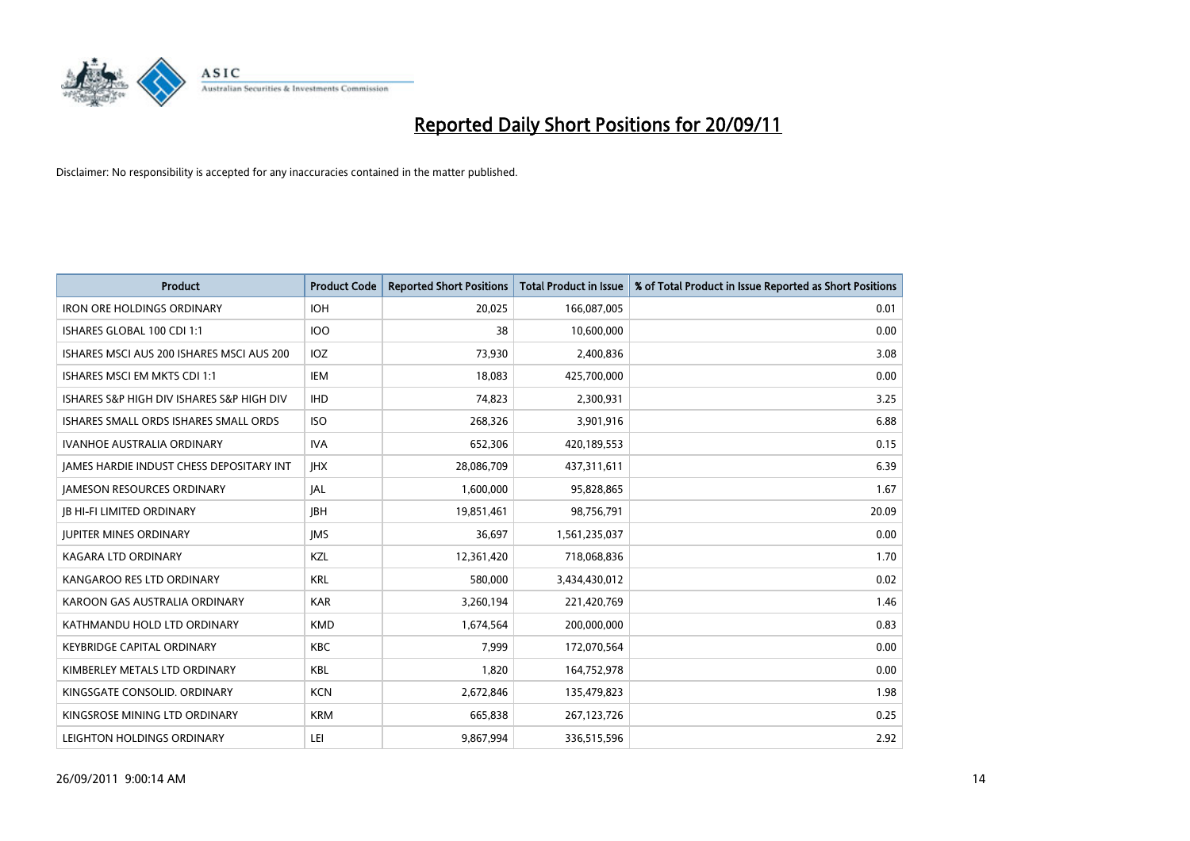# Reported Daily Short Positions for 20/09/11

Disclaimer: No responsibility is accepted for any inaccuracies contained in the matter published.

| Product | Product Code | Reported Short Positions | Total Product in Issue | % of Total Product in Issue Reported as Short Positions |
|---|---|---|---|---|
| IRON ORE HOLDINGS ORDINARY | IOH | 20,025 | 166,087,005 | 0.01 |
| ISHARES GLOBAL 100 CDI 1:1 | IOO | 38 | 10,600,000 | 0.00 |
| ISHARES MSCI AUS 200 ISHARES MSCI AUS 200 | IOZ | 73,930 | 2,400,836 | 3.08 |
| ISHARES MSCI EM MKTS CDI 1:1 | IEM | 18,083 | 425,700,000 | 0.00 |
| ISHARES S&P HIGH DIV ISHARES S&P HIGH DIV | IHD | 74,823 | 2,300,931 | 3.25 |
| ISHARES SMALL ORDS ISHARES SMALL ORDS | ISO | 268,326 | 3,901,916 | 6.88 |
| IVANHOE AUSTRALIA ORDINARY | IVA | 652,306 | 420,189,553 | 0.15 |
| JAMES HARDIE INDUST CHESS DEPOSITARY INT | JHX | 28,086,709 | 437,311,611 | 6.39 |
| JAMESON RESOURCES ORDINARY | JAL | 1,600,000 | 95,828,865 | 1.67 |
| JB HI-FI LIMITED ORDINARY | JBH | 19,851,461 | 98,756,791 | 20.09 |
| JUPITER MINES ORDINARY | JMS | 36,697 | 1,561,235,037 | 0.00 |
| KAGARA LTD ORDINARY | KZL | 12,361,420 | 718,068,836 | 1.70 |
| KANGAROO RES LTD ORDINARY | KRL | 580,000 | 3,434,430,012 | 0.02 |
| KAROON GAS AUSTRALIA ORDINARY | KAR | 3,260,194 | 221,420,769 | 1.46 |
| KATHMANDU HOLD LTD ORDINARY | KMD | 1,674,564 | 200,000,000 | 0.83 |
| KEYBRIDGE CAPITAL ORDINARY | KBC | 7,999 | 172,070,564 | 0.00 |
| KIMBERLEY METALS LTD ORDINARY | KBL | 1,820 | 164,752,978 | 0.00 |
| KINGSGATE CONSOLID. ORDINARY | KCN | 2,672,846 | 135,479,823 | 1.98 |
| KINGSROSE MINING LTD ORDINARY | KRM | 665,838 | 267,123,726 | 0.25 |
| LEIGHTON HOLDINGS ORDINARY | LEI | 9,867,994 | 336,515,596 | 2.92 |

26/09/2011 9:00:14 AM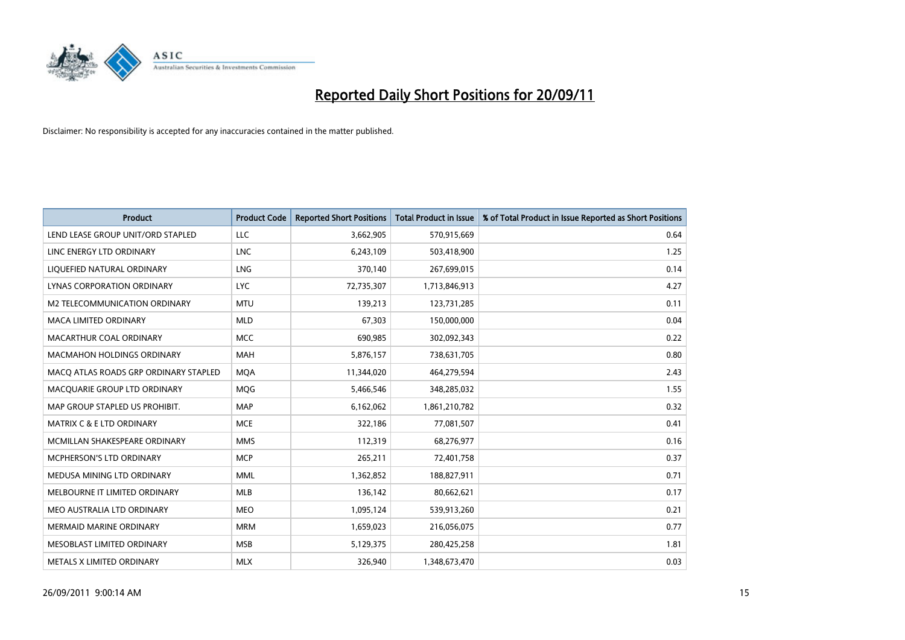# Reported Daily Short Positions for 20/09/11

Disclaimer: No responsibility is accepted for any inaccuracies contained in the matter published.

| Product | Product Code | Reported Short Positions | Total Product in Issue | % of Total Product in Issue Reported as Short Positions |
|---|---|---|---|---|
| LEND LEASE GROUP UNIT/ORD STAPLED | LLC | 3,662,905 | 570,915,669 | 0.64 |
| LINC ENERGY LTD ORDINARY | LNC | 6,243,109 | 503,418,900 | 1.25 |
| LIQUEFIED NATURAL ORDINARY | LNG | 370,140 | 267,699,015 | 0.14 |
| LYNAS CORPORATION ORDINARY | LYC | 72,735,307 | 1,713,846,913 | 4.27 |
| M2 TELECOMMUNICATION ORDINARY | MTU | 139,213 | 123,731,285 | 0.11 |
| MACA LIMITED ORDINARY | MLD | 67,303 | 150,000,000 | 0.04 |
| MACARTHUR COAL ORDINARY | MCC | 690,985 | 302,092,343 | 0.22 |
| MACMAHON HOLDINGS ORDINARY | MAH | 5,876,157 | 738,631,705 | 0.80 |
| MACQ ATLAS ROADS GRP ORDINARY STAPLED | MQA | 11,344,020 | 464,279,594 | 2.43 |
| MACQUARIE GROUP LTD ORDINARY | MQG | 5,466,546 | 348,285,032 | 1.55 |
| MAP GROUP STAPLED US PROHIBIT. | MAP | 6,162,062 | 1,861,210,782 | 0.32 |
| MATRIX C & E LTD ORDINARY | MCE | 322,186 | 77,081,507 | 0.41 |
| MCMILLAN SHAKESPEARE ORDINARY | MMS | 112,319 | 68,276,977 | 0.16 |
| MCPHERSON'S LTD ORDINARY | MCP | 265,211 | 72,401,758 | 0.37 |
| MEDUSA MINING LTD ORDINARY | MML | 1,362,852 | 188,827,911 | 0.71 |
| MELBOURNE IT LIMITED ORDINARY | MLB | 136,142 | 80,662,621 | 0.17 |
| MEO AUSTRALIA LTD ORDINARY | MEO | 1,095,124 | 539,913,260 | 0.21 |
| MERMAID MARINE ORDINARY | MRM | 1,659,023 | 216,056,075 | 0.77 |
| MESOBLAST LIMITED ORDINARY | MSB | 5,129,375 | 280,425,258 | 1.81 |
| METALS X LIMITED ORDINARY | MLX | 326,940 | 1,348,673,470 | 0.03 |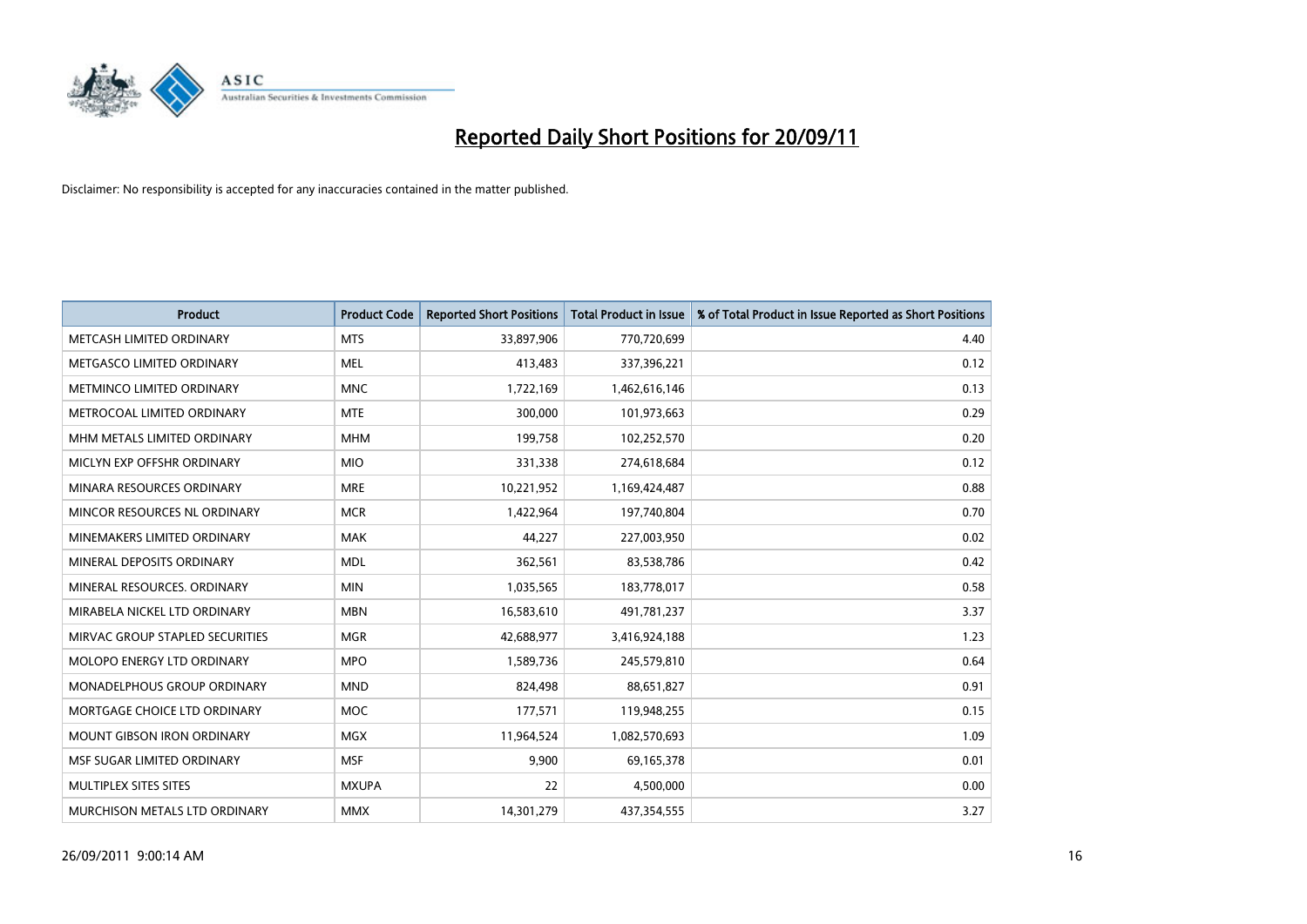# Reported Daily Short Positions for 20/09/11

Disclaimer: No responsibility is accepted for any inaccuracies contained in the matter published.

| Product | Product Code | Reported Short Positions | Total Product in Issue | % of Total Product in Issue Reported as Short Positions |
|---|---|---|---|---|
| METCASH LIMITED ORDINARY | MTS | 33,897,906 | 770,720,699 | 4.40 |
| METGASCO LIMITED ORDINARY | MEL | 413,483 | 337,396,221 | 0.12 |
| METMINCO LIMITED ORDINARY | MNC | 1,722,169 | 1,462,616,146 | 0.13 |
| METROCOAL LIMITED ORDINARY | MTE | 300,000 | 101,973,663 | 0.29 |
| MHM METALS LIMITED ORDINARY | MHM | 199,758 | 102,252,570 | 0.20 |
| MICLYN EXP OFFSHR ORDINARY | MIO | 331,338 | 274,618,684 | 0.12 |
| MINARA RESOURCES ORDINARY | MRE | 10,221,952 | 1,169,424,487 | 0.88 |
| MINCOR RESOURCES NL ORDINARY | MCR | 1,422,964 | 197,740,804 | 0.70 |
| MINEMAKERS LIMITED ORDINARY | MAK | 44,227 | 227,003,950 | 0.02 |
| MINERAL DEPOSITS ORDINARY | MDL | 362,561 | 83,538,786 | 0.42 |
| MINERAL RESOURCES. ORDINARY | MIN | 1,035,565 | 183,778,017 | 0.58 |
| MIRABELA NICKEL LTD ORDINARY | MBN | 16,583,610 | 491,781,237 | 3.37 |
| MIRVAC GROUP STAPLED SECURITIES | MGR | 42,688,977 | 3,416,924,188 | 1.23 |
| MOLOPO ENERGY LTD ORDINARY | MPO | 1,589,736 | 245,579,810 | 0.64 |
| MONADELPHOUS GROUP ORDINARY | MND | 824,498 | 88,651,827 | 0.91 |
| MORTGAGE CHOICE LTD ORDINARY | MOC | 177,571 | 119,948,255 | 0.15 |
| MOUNT GIBSON IRON ORDINARY | MGX | 11,964,524 | 1,082,570,693 | 1.09 |
| MSF SUGAR LIMITED ORDINARY | MSF | 9,900 | 69,165,378 | 0.01 |
| MULTIPLEX SITES SITES | MXUPA | 22 | 4,500,000 | 0.00 |
| MURCHISON METALS LTD ORDINARY | MMX | 14,301,279 | 437,354,555 | 3.27 |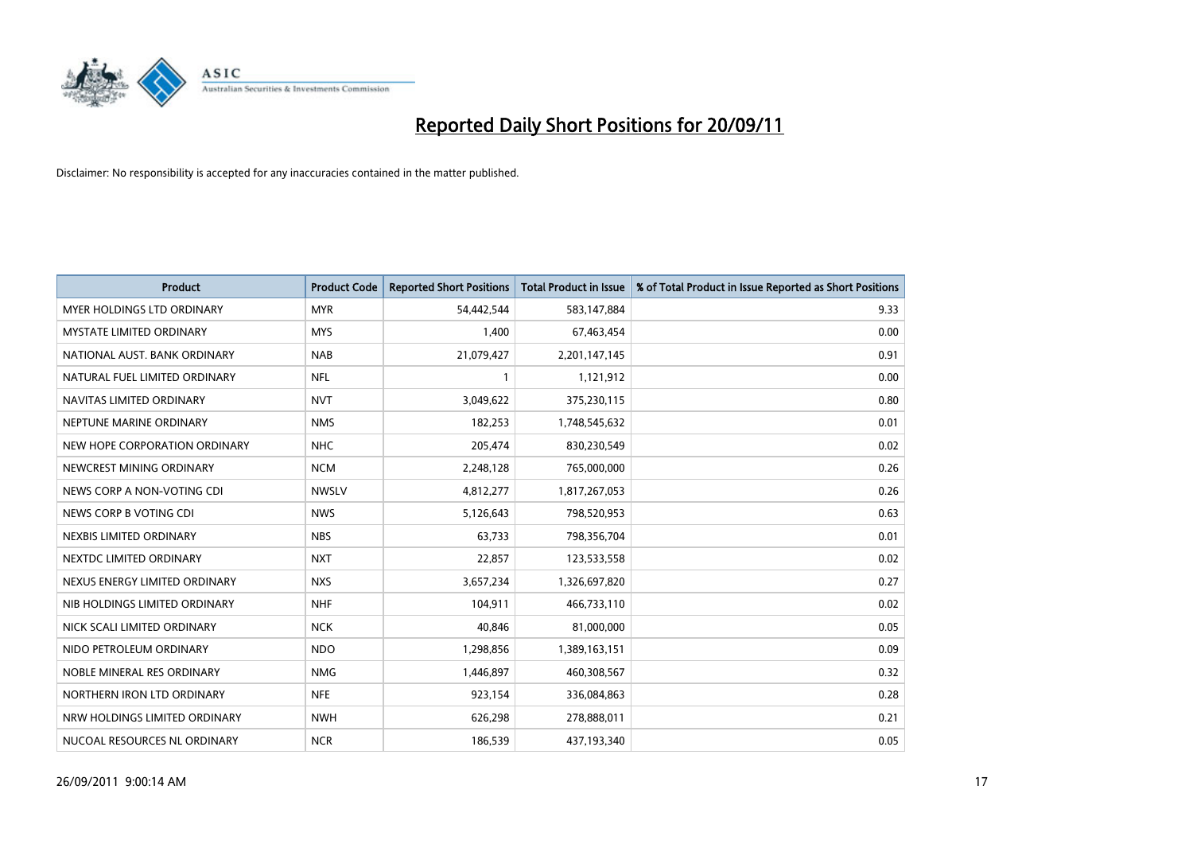# Reported Daily Short Positions for 20/09/11

Disclaimer: No responsibility is accepted for any inaccuracies contained in the matter published.

| Product | Product Code | Reported Short Positions | Total Product in Issue | % of Total Product in Issue Reported as Short Positions |
|---|---|---|---|---|
| MYER HOLDINGS LTD ORDINARY | MYR | 54,442,544 | 583,147,884 | 9.33 |
| MYSTATE LIMITED ORDINARY | MYS | 1,400 | 67,463,454 | 0.00 |
| NATIONAL AUST. BANK ORDINARY | NAB | 21,079,427 | 2,201,147,145 | 0.91 |
| NATURAL FUEL LIMITED ORDINARY | NFL | 1 | 1,121,912 | 0.00 |
| NAVITAS LIMITED ORDINARY | NVT | 3,049,622 | 375,230,115 | 0.80 |
| NEPTUNE MARINE ORDINARY | NMS | 182,253 | 1,748,545,632 | 0.01 |
| NEW HOPE CORPORATION ORDINARY | NHC | 205,474 | 830,230,549 | 0.02 |
| NEWCREST MINING ORDINARY | NCM | 2,248,128 | 765,000,000 | 0.26 |
| NEWS CORP A NON-VOTING CDI | NWSLV | 4,812,277 | 1,817,267,053 | 0.26 |
| NEWS CORP B VOTING CDI | NWS | 5,126,643 | 798,520,953 | 0.63 |
| NEXBIS LIMITED ORDINARY | NBS | 63,733 | 798,356,704 | 0.01 |
| NEXTDC LIMITED ORDINARY | NXT | 22,857 | 123,533,558 | 0.02 |
| NEXUS ENERGY LIMITED ORDINARY | NXS | 3,657,234 | 1,326,697,820 | 0.27 |
| NIB HOLDINGS LIMITED ORDINARY | NHF | 104,911 | 466,733,110 | 0.02 |
| NICK SCALI LIMITED ORDINARY | NCK | 40,846 | 81,000,000 | 0.05 |
| NIDO PETROLEUM ORDINARY | NDO | 1,298,856 | 1,389,163,151 | 0.09 |
| NOBLE MINERAL RES ORDINARY | NMG | 1,446,897 | 460,308,567 | 0.32 |
| NORTHERN IRON LTD ORDINARY | NFE | 923,154 | 336,084,863 | 0.28 |
| NRW HOLDINGS LIMITED ORDINARY | NWH | 626,298 | 278,888,011 | 0.21 |
| NUCOAL RESOURCES NL ORDINARY | NCR | 186,539 | 437,193,340 | 0.05 |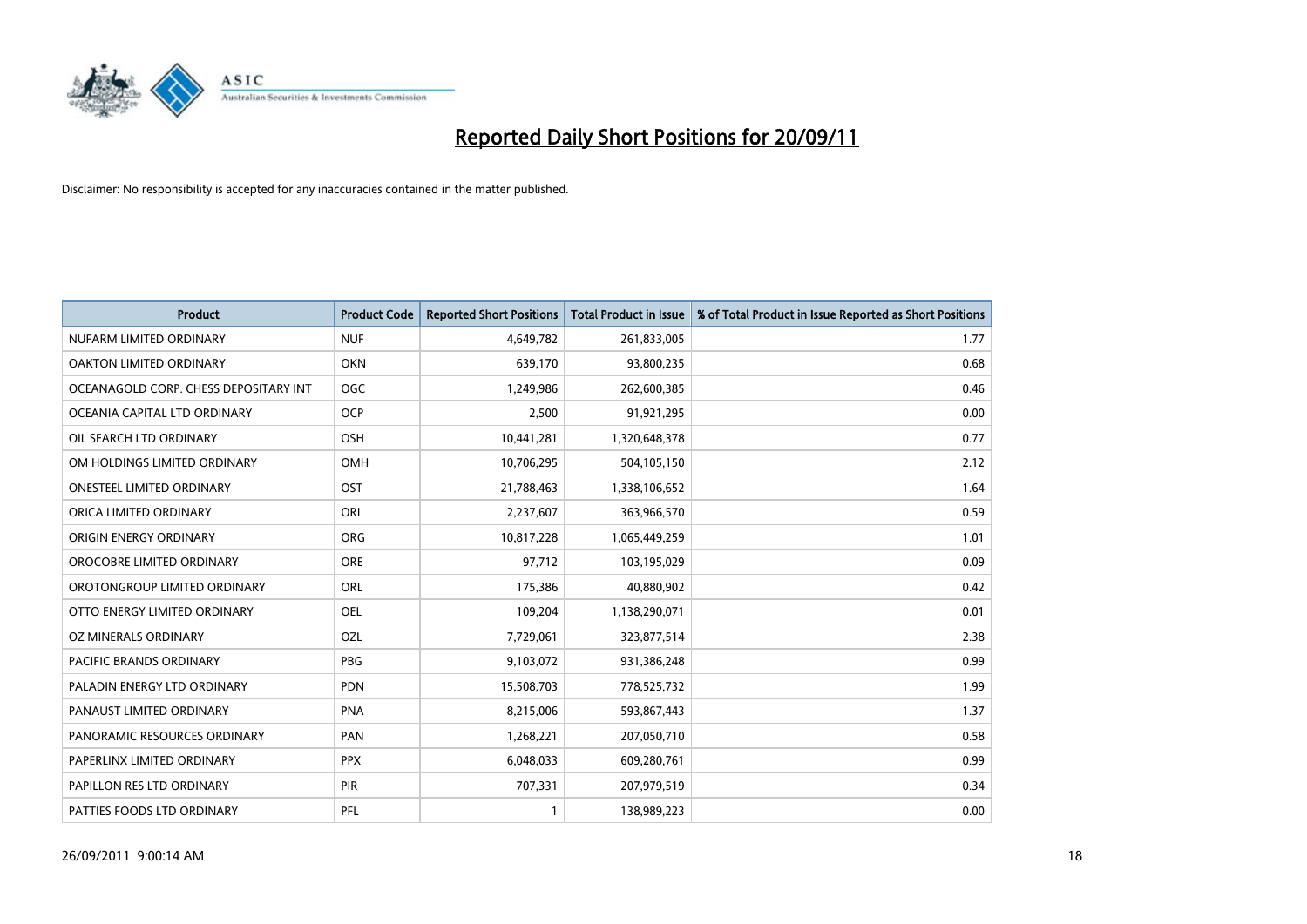# Reported Daily Short Positions for 20/09/11

Disclaimer: No responsibility is accepted for any inaccuracies contained in the matter published.

| Product | Product Code | Reported Short Positions | Total Product in Issue | % of Total Product in Issue Reported as Short Positions |
|---|---|---|---|---|
| NUFARM LIMITED ORDINARY | NUF | 4,649,782 | 261,833,005 | 1.77 |
| OAKTON LIMITED ORDINARY | OKN | 639,170 | 93,800,235 | 0.68 |
| OCEANAGOLD CORP. CHESS DEPOSITARY INT | OGC | 1,249,986 | 262,600,385 | 0.46 |
| OCEANIA CAPITAL LTD ORDINARY | OCP | 2,500 | 91,921,295 | 0.00 |
| OIL SEARCH LTD ORDINARY | OSH | 10,441,281 | 1,320,648,378 | 0.77 |
| OM HOLDINGS LIMITED ORDINARY | OMH | 10,706,295 | 504,105,150 | 2.12 |
| ONESTEEL LIMITED ORDINARY | OST | 21,788,463 | 1,338,106,652 | 1.64 |
| ORICA LIMITED ORDINARY | ORI | 2,237,607 | 363,966,570 | 0.59 |
| ORIGIN ENERGY ORDINARY | ORG | 10,817,228 | 1,065,449,259 | 1.01 |
| OROCOBRE LIMITED ORDINARY | ORE | 97,712 | 103,195,029 | 0.09 |
| OROTONGROUP LIMITED ORDINARY | ORL | 175,386 | 40,880,902 | 0.42 |
| OTTO ENERGY LIMITED ORDINARY | OEL | 109,204 | 1,138,290,071 | 0.01 |
| OZ MINERALS ORDINARY | OZL | 7,729,061 | 323,877,514 | 2.38 |
| PACIFIC BRANDS ORDINARY | PBG | 9,103,072 | 931,386,248 | 0.99 |
| PALADIN ENERGY LTD ORDINARY | PDN | 15,508,703 | 778,525,732 | 1.99 |
| PANAUST LIMITED ORDINARY | PNA | 8,215,006 | 593,867,443 | 1.37 |
| PANORAMIC RESOURCES ORDINARY | PAN | 1,268,221 | 207,050,710 | 0.58 |
| PAPERLINX LIMITED ORDINARY | PPX | 6,048,033 | 609,280,761 | 0.99 |
| PAPILLON RES LTD ORDINARY | PIR | 707,331 | 207,979,519 | 0.34 |
| PATTIES FOODS LTD ORDINARY | PFL | 1 | 138,989,223 | 0.00 |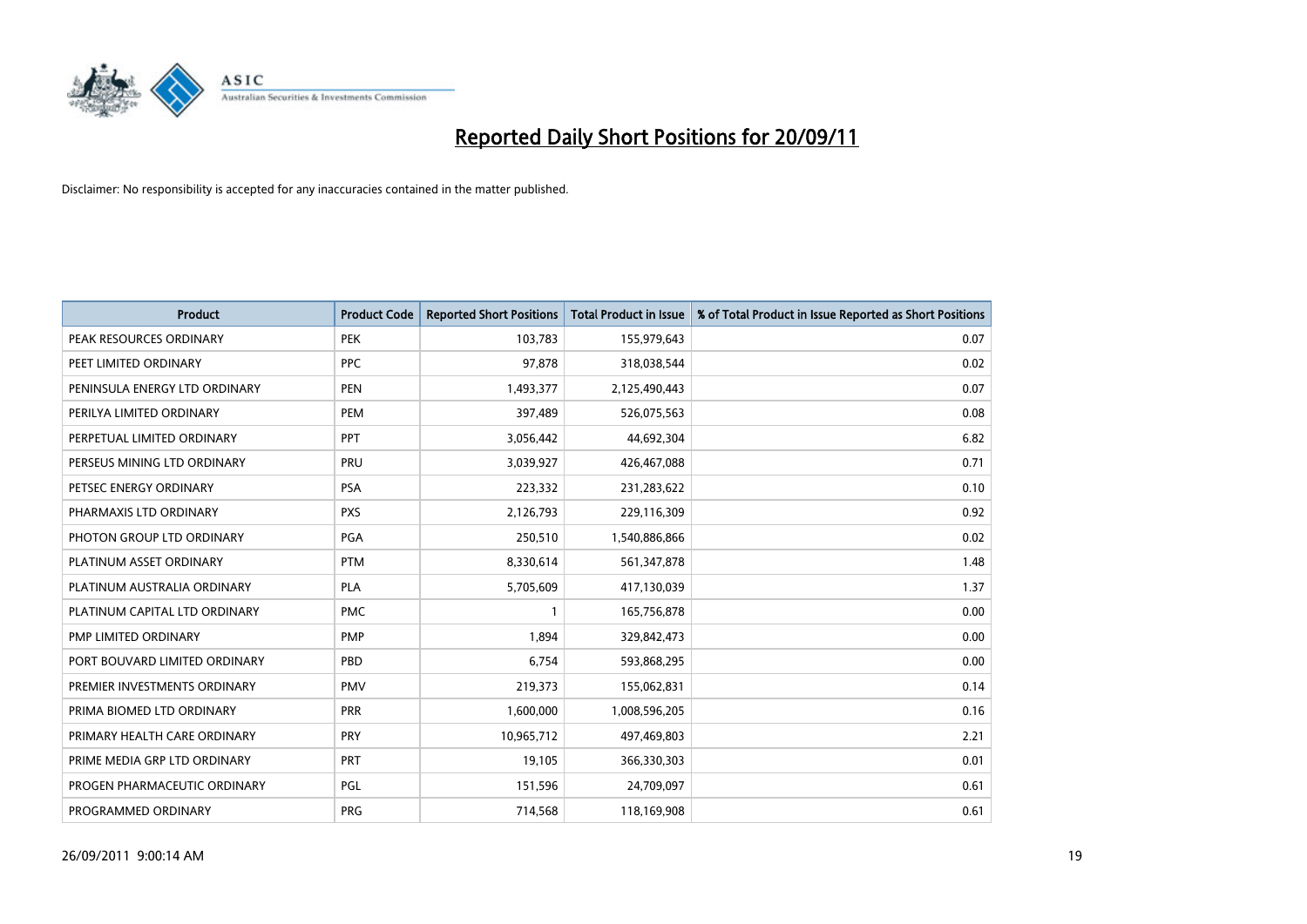# Reported Daily Short Positions for 20/09/11

Disclaimer: No responsibility is accepted for any inaccuracies contained in the matter published.

| Product | Product Code | Reported Short Positions | Total Product in Issue | % of Total Product in Issue Reported as Short Positions |
|---|---|---|---|---|
| PEAK RESOURCES ORDINARY | PEK | 103,783 | 155,979,643 | 0.07 |
| PEET LIMITED ORDINARY | PPC | 97,878 | 318,038,544 | 0.02 |
| PENINSULA ENERGY LTD ORDINARY | PEN | 1,493,377 | 2,125,490,443 | 0.07 |
| PERILYA LIMITED ORDINARY | PEM | 397,489 | 526,075,563 | 0.08 |
| PERPETUAL LIMITED ORDINARY | PPT | 3,056,442 | 44,692,304 | 6.82 |
| PERSEUS MINING LTD ORDINARY | PRU | 3,039,927 | 426,467,088 | 0.71 |
| PETSEC ENERGY ORDINARY | PSA | 223,332 | 231,283,622 | 0.10 |
| PHARMAXIS LTD ORDINARY | PXS | 2,126,793 | 229,116,309 | 0.92 |
| PHOTON GROUP LTD ORDINARY | PGA | 250,510 | 1,540,886,866 | 0.02 |
| PLATINUM ASSET ORDINARY | PTM | 8,330,614 | 561,347,878 | 1.48 |
| PLATINUM AUSTRALIA ORDINARY | PLA | 5,705,609 | 417,130,039 | 1.37 |
| PLATINUM CAPITAL LTD ORDINARY | PMC | 1 | 165,756,878 | 0.00 |
| PMP LIMITED ORDINARY | PMP | 1,894 | 329,842,473 | 0.00 |
| PORT BOUVARD LIMITED ORDINARY | PBD | 6,754 | 593,868,295 | 0.00 |
| PREMIER INVESTMENTS ORDINARY | PMV | 219,373 | 155,062,831 | 0.14 |
| PRIMA BIOMED LTD ORDINARY | PRR | 1,600,000 | 1,008,596,205 | 0.16 |
| PRIMARY HEALTH CARE ORDINARY | PRY | 10,965,712 | 497,469,803 | 2.21 |
| PRIME MEDIA GRP LTD ORDINARY | PRT | 19,105 | 366,330,303 | 0.01 |
| PROGEN PHARMACEUTIC ORDINARY | PGL | 151,596 | 24,709,097 | 0.61 |
| PROGRAMMED ORDINARY | PRG | 714,568 | 118,169,908 | 0.61 |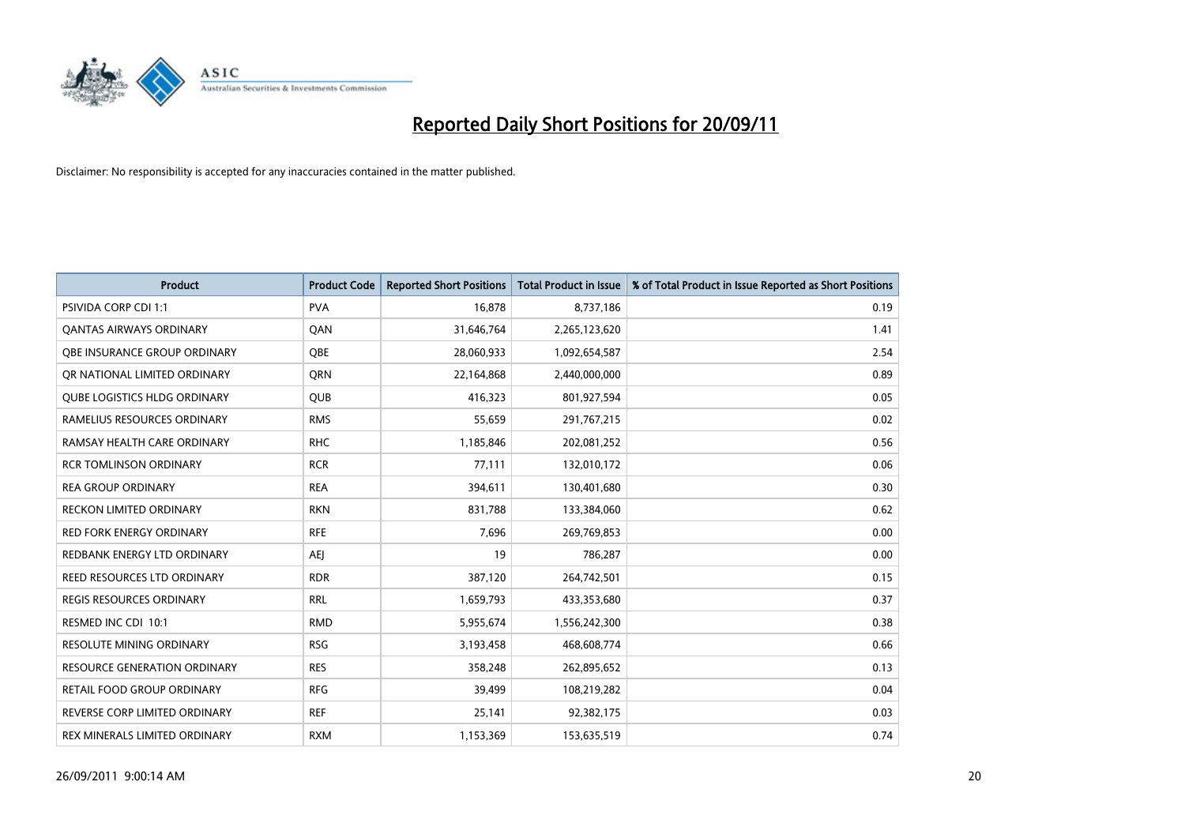# Reported Daily Short Positions for 20/09/11

Disclaimer: No responsibility is accepted for any inaccuracies contained in the matter published.

| Product | Product Code | Reported Short Positions | Total Product in Issue | % of Total Product in Issue Reported as Short Positions |
|---|---|---|---|---|
| PSIVIDA CORP CDI 1:1 | PVA | 16,878 | 8,737,186 | 0.19 |
| QANTAS AIRWAYS ORDINARY | QAN | 31,646,764 | 2,265,123,620 | 1.41 |
| QBE INSURANCE GROUP ORDINARY | QBE | 28,060,933 | 1,092,654,587 | 2.54 |
| QR NATIONAL LIMITED ORDINARY | QRN | 22,164,868 | 2,440,000,000 | 0.89 |
| QUBE LOGISTICS HLDG ORDINARY | QUB | 416,323 | 801,927,594 | 0.05 |
| RAMELIUS RESOURCES ORDINARY | RMS | 55,659 | 291,767,215 | 0.02 |
| RAMSAY HEALTH CARE ORDINARY | RHC | 1,185,846 | 202,081,252 | 0.56 |
| RCR TOMLINSON ORDINARY | RCR | 77,111 | 132,010,172 | 0.06 |
| REA GROUP ORDINARY | REA | 394,611 | 130,401,680 | 0.30 |
| RECKON LIMITED ORDINARY | RKN | 831,788 | 133,384,060 | 0.62 |
| RED FORK ENERGY ORDINARY | RFE | 7,696 | 269,769,853 | 0.00 |
| REDBANK ENERGY LTD ORDINARY | AEJ | 19 | 786,287 | 0.00 |
| REED RESOURCES LTD ORDINARY | RDR | 387,120 | 264,742,501 | 0.15 |
| REGIS RESOURCES ORDINARY | RRL | 1,659,793 | 433,353,680 | 0.37 |
| RESMED INC CDI 10:1 | RMD | 5,955,674 | 1,556,242,300 | 0.38 |
| RESOLUTE MINING ORDINARY | RSG | 3,193,458 | 468,608,774 | 0.66 |
| RESOURCE GENERATION ORDINARY | RES | 358,248 | 262,895,652 | 0.13 |
| RETAIL FOOD GROUP ORDINARY | RFG | 39,499 | 108,219,282 | 0.04 |
| REVERSE CORP LIMITED ORDINARY | REF | 25,141 | 92,382,175 | 0.03 |
| REX MINERALS LIMITED ORDINARY | RXM | 1,153,369 | 153,635,519 | 0.74 |

26/09/2011 9:00:14 AM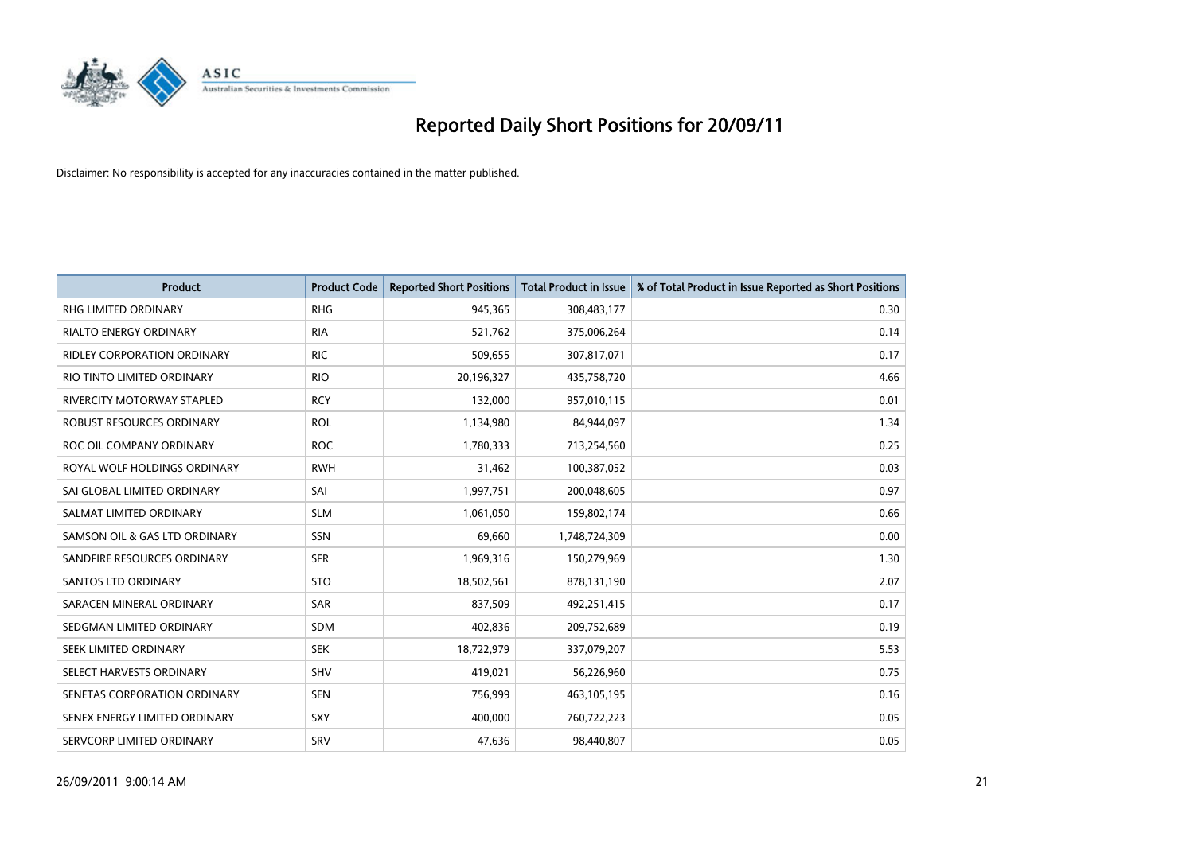# Reported Daily Short Positions for 20/09/11

Disclaimer: No responsibility is accepted for any inaccuracies contained in the matter published.

| Product | Product Code | Reported Short Positions | Total Product in Issue | % of Total Product in Issue Reported as Short Positions |
|---|---|---|---|---|
| RHG LIMITED ORDINARY | RHG | 945,365 | 308,483,177 | 0.30 |
| RIALTO ENERGY ORDINARY | RIA | 521,762 | 375,006,264 | 0.14 |
| RIDLEY CORPORATION ORDINARY | RIC | 509,655 | 307,817,071 | 0.17 |
| RIO TINTO LIMITED ORDINARY | RIO | 20,196,327 | 435,758,720 | 4.66 |
| RIVERCITY MOTORWAY STAPLED | RCY | 132,000 | 957,010,115 | 0.01 |
| ROBUST RESOURCES ORDINARY | ROL | 1,134,980 | 84,944,097 | 1.34 |
| ROC OIL COMPANY ORDINARY | ROC | 1,780,333 | 713,254,560 | 0.25 |
| ROYAL WOLF HOLDINGS ORDINARY | RWH | 31,462 | 100,387,052 | 0.03 |
| SAI GLOBAL LIMITED ORDINARY | SAI | 1,997,751 | 200,048,605 | 0.97 |
| SALMAT LIMITED ORDINARY | SLM | 1,061,050 | 159,802,174 | 0.66 |
| SAMSON OIL & GAS LTD ORDINARY | SSN | 69,660 | 1,748,724,309 | 0.00 |
| SANDFIRE RESOURCES ORDINARY | SFR | 1,969,316 | 150,279,969 | 1.30 |
| SANTOS LTD ORDINARY | STO | 18,502,561 | 878,131,190 | 2.07 |
| SARACEN MINERAL ORDINARY | SAR | 837,509 | 492,251,415 | 0.17 |
| SEDGMAN LIMITED ORDINARY | SDM | 402,836 | 209,752,689 | 0.19 |
| SEEK LIMITED ORDINARY | SEK | 18,722,979 | 337,079,207 | 5.53 |
| SELECT HARVESTS ORDINARY | SHV | 419,021 | 56,226,960 | 0.75 |
| SENETAS CORPORATION ORDINARY | SEN | 756,999 | 463,105,195 | 0.16 |
| SENEX ENERGY LIMITED ORDINARY | SXY | 400,000 | 760,722,223 | 0.05 |
| SERVCORP LIMITED ORDINARY | SRV | 47,636 | 98,440,807 | 0.05 |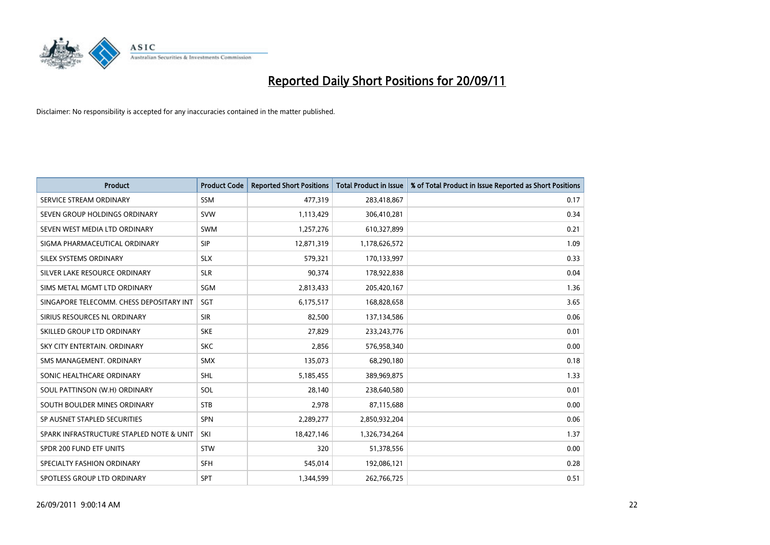# Reported Daily Short Positions for 20/09/11

Disclaimer: No responsibility is accepted for any inaccuracies contained in the matter published.

| Product | Product Code | Reported Short Positions | Total Product in Issue | % of Total Product in Issue Reported as Short Positions |
|---|---|---|---|---|
| SERVICE STREAM ORDINARY | SSM | 477,319 | 283,418,867 | 0.17 |
| SEVEN GROUP HOLDINGS ORDINARY | SVW | 1,113,429 | 306,410,281 | 0.34 |
| SEVEN WEST MEDIA LTD ORDINARY | SWM | 1,257,276 | 610,327,899 | 0.21 |
| SIGMA PHARMACEUTICAL ORDINARY | SIP | 12,871,319 | 1,178,626,572 | 1.09 |
| SILEX SYSTEMS ORDINARY | SLX | 579,321 | 170,133,997 | 0.33 |
| SILVER LAKE RESOURCE ORDINARY | SLR | 90,374 | 178,922,838 | 0.04 |
| SIMS METAL MGMT LTD ORDINARY | SGM | 2,813,433 | 205,420,167 | 1.36 |
| SINGAPORE TELECOMM. CHESS DEPOSITARY INT | SGT | 6,175,517 | 168,828,658 | 3.65 |
| SIRIUS RESOURCES NL ORDINARY | SIR | 82,500 | 137,134,586 | 0.06 |
| SKILLED GROUP LTD ORDINARY | SKE | 27,829 | 233,243,776 | 0.01 |
| SKY CITY ENTERTAIN. ORDINARY | SKC | 2,856 | 576,958,340 | 0.00 |
| SMS MANAGEMENT. ORDINARY | SMX | 135,073 | 68,290,180 | 0.18 |
| SONIC HEALTHCARE ORDINARY | SHL | 5,185,455 | 389,969,875 | 1.33 |
| SOUL PATTINSON (W.H) ORDINARY | SOL | 28,140 | 238,640,580 | 0.01 |
| SOUTH BOULDER MINES ORDINARY | STB | 2,978 | 87,115,688 | 0.00 |
| SP AUSNET STAPLED SECURITIES | SPN | 2,289,277 | 2,850,932,204 | 0.06 |
| SPARK INFRASTRUCTURE STAPLED NOTE & UNIT | SKI | 18,427,146 | 1,326,734,264 | 1.37 |
| SPDR 200 FUND ETF UNITS | STW | 320 | 51,378,556 | 0.00 |
| SPECIALTY FASHION ORDINARY | SFH | 545,014 | 192,086,121 | 0.28 |
| SPOTLESS GROUP LTD ORDINARY | SPT | 1,344,599 | 262,766,725 | 0.51 |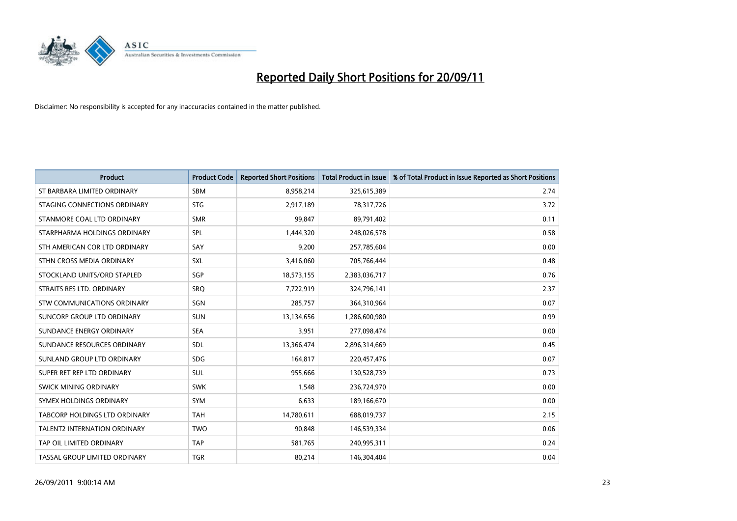# Reported Daily Short Positions for 20/09/11

Disclaimer: No responsibility is accepted for any inaccuracies contained in the matter published.

| Product | Product Code | Reported Short Positions | Total Product in Issue | % of Total Product in Issue Reported as Short Positions |
|---|---|---|---|---|
| ST BARBARA LIMITED ORDINARY | SBM | 8,958,214 | 325,615,389 | 2.74 |
| STAGING CONNECTIONS ORDINARY | STG | 2,917,189 | 78,317,726 | 3.72 |
| STANMORE COAL LTD ORDINARY | SMR | 99,847 | 89,791,402 | 0.11 |
| STARPHARMA HOLDINGS ORDINARY | SPL | 1,444,320 | 248,026,578 | 0.58 |
| STH AMERICAN COR LTD ORDINARY | SAY | 9,200 | 257,785,604 | 0.00 |
| STHN CROSS MEDIA ORDINARY | SXL | 3,416,060 | 705,766,444 | 0.48 |
| STOCKLAND UNITS/ORD STAPLED | SGP | 18,573,155 | 2,383,036,717 | 0.76 |
| STRAITS RES LTD. ORDINARY | SRQ | 7,722,919 | 324,796,141 | 2.37 |
| STW COMMUNICATIONS ORDINARY | SGN | 285,757 | 364,310,964 | 0.07 |
| SUNCORP GROUP LTD ORDINARY | SUN | 13,134,656 | 1,286,600,980 | 0.99 |
| SUNDANCE ENERGY ORDINARY | SEA | 3,951 | 277,098,474 | 0.00 |
| SUNDANCE RESOURCES ORDINARY | SDL | 13,366,474 | 2,896,314,669 | 0.45 |
| SUNLAND GROUP LTD ORDINARY | SDG | 164,817 | 220,457,476 | 0.07 |
| SUPER RET REP LTD ORDINARY | SUL | 955,666 | 130,528,739 | 0.73 |
| SWICK MINING ORDINARY | SWK | 1,548 | 236,724,970 | 0.00 |
| SYMEX HOLDINGS ORDINARY | SYM | 6,633 | 189,166,670 | 0.00 |
| TABCORP HOLDINGS LTD ORDINARY | TAH | 14,780,611 | 688,019,737 | 2.15 |
| TALENT2 INTERNATION ORDINARY | TWO | 90,848 | 146,539,334 | 0.06 |
| TAP OIL LIMITED ORDINARY | TAP | 581,765 | 240,995,311 | 0.24 |
| TASSAL GROUP LIMITED ORDINARY | TGR | 80,214 | 146,304,404 | 0.04 |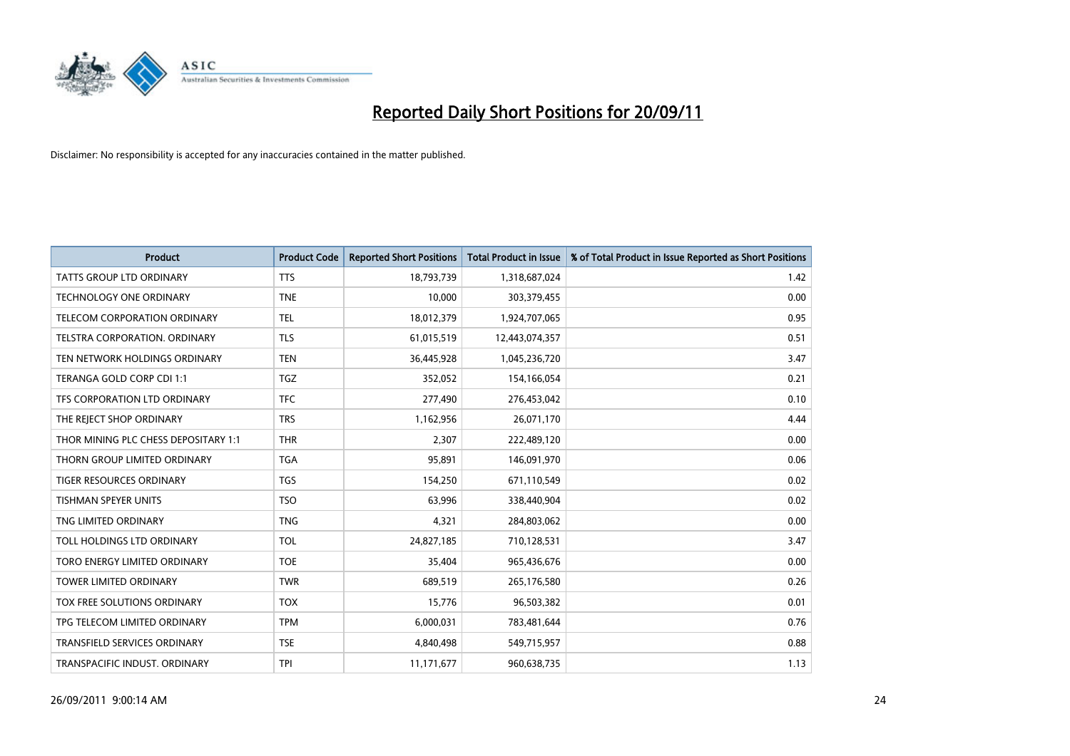# Reported Daily Short Positions for 20/09/11

Disclaimer: No responsibility is accepted for any inaccuracies contained in the matter published.

| Product | Product Code | Reported Short Positions | Total Product in Issue | % of Total Product in Issue Reported as Short Positions |
|---|---|---|---|---|
| TATTS GROUP LTD ORDINARY | TTS | 18,793,739 | 1,318,687,024 | 1.42 |
| TECHNOLOGY ONE ORDINARY | TNE | 10,000 | 303,379,455 | 0.00 |
| TELECOM CORPORATION ORDINARY | TEL | 18,012,379 | 1,924,707,065 | 0.95 |
| TELSTRA CORPORATION. ORDINARY | TLS | 61,015,519 | 12,443,074,357 | 0.51 |
| TEN NETWORK HOLDINGS ORDINARY | TEN | 36,445,928 | 1,045,236,720 | 3.47 |
| TERANGA GOLD CORP CDI 1:1 | TGZ | 352,052 | 154,166,054 | 0.21 |
| TFS CORPORATION LTD ORDINARY | TFC | 277,490 | 276,453,042 | 0.10 |
| THE REJECT SHOP ORDINARY | TRS | 1,162,956 | 26,071,170 | 4.44 |
| THOR MINING PLC CHESS DEPOSITARY 1:1 | THR | 2,307 | 222,489,120 | 0.00 |
| THORN GROUP LIMITED ORDINARY | TGA | 95,891 | 146,091,970 | 0.06 |
| TIGER RESOURCES ORDINARY | TGS | 154,250 | 671,110,549 | 0.02 |
| TISHMAN SPEYER UNITS | TSO | 63,996 | 338,440,904 | 0.02 |
| TNG LIMITED ORDINARY | TNG | 4,321 | 284,803,062 | 0.00 |
| TOLL HOLDINGS LTD ORDINARY | TOL | 24,827,185 | 710,128,531 | 3.47 |
| TORO ENERGY LIMITED ORDINARY | TOE | 35,404 | 965,436,676 | 0.00 |
| TOWER LIMITED ORDINARY | TWR | 689,519 | 265,176,580 | 0.26 |
| TOX FREE SOLUTIONS ORDINARY | TOX | 15,776 | 96,503,382 | 0.01 |
| TPG TELECOM LIMITED ORDINARY | TPM | 6,000,031 | 783,481,644 | 0.76 |
| TRANSFIELD SERVICES ORDINARY | TSE | 4,840,498 | 549,715,957 | 0.88 |
| TRANSPACIFIC INDUST. ORDINARY | TPI | 11,171,677 | 960,638,735 | 1.13 |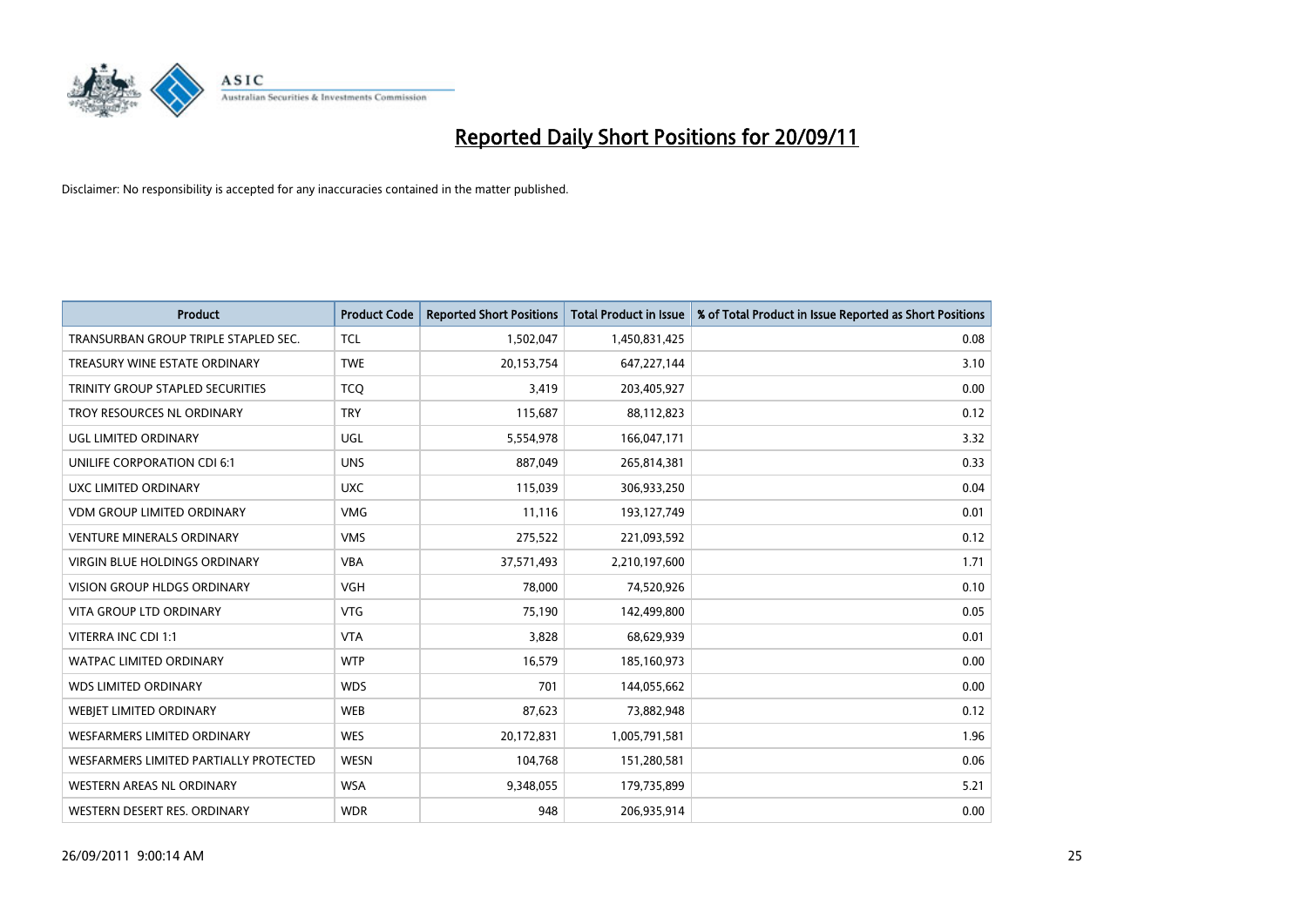# Reported Daily Short Positions for 20/09/11

Disclaimer: No responsibility is accepted for any inaccuracies contained in the matter published.

| Product | Product Code | Reported Short Positions | Total Product in Issue | % of Total Product in Issue Reported as Short Positions |
|---|---|---|---|---|
| TRANSURBAN GROUP TRIPLE STAPLED SEC. | TCL | 1,502,047 | 1,450,831,425 | 0.08 |
| TREASURY WINE ESTATE ORDINARY | TWE | 20,153,754 | 647,227,144 | 3.10 |
| TRINITY GROUP STAPLED SECURITIES | TCQ | 3,419 | 203,405,927 | 0.00 |
| TROY RESOURCES NL ORDINARY | TRY | 115,687 | 88,112,823 | 0.12 |
| UGL LIMITED ORDINARY | UGL | 5,554,978 | 166,047,171 | 3.32 |
| UNILIFE CORPORATION CDI 6:1 | UNS | 887,049 | 265,814,381 | 0.33 |
| UXC LIMITED ORDINARY | UXC | 115,039 | 306,933,250 | 0.04 |
| VDM GROUP LIMITED ORDINARY | VMG | 11,116 | 193,127,749 | 0.01 |
| VENTURE MINERALS ORDINARY | VMS | 275,522 | 221,093,592 | 0.12 |
| VIRGIN BLUE HOLDINGS ORDINARY | VBA | 37,571,493 | 2,210,197,600 | 1.71 |
| VISION GROUP HLDGS ORDINARY | VGH | 78,000 | 74,520,926 | 0.10 |
| VITA GROUP LTD ORDINARY | VTG | 75,190 | 142,499,800 | 0.05 |
| VITERRA INC CDI 1:1 | VTA | 3,828 | 68,629,939 | 0.01 |
| WATPAC LIMITED ORDINARY | WTP | 16,579 | 185,160,973 | 0.00 |
| WDS LIMITED ORDINARY | WDS | 701 | 144,055,662 | 0.00 |
| WEBJET LIMITED ORDINARY | WEB | 87,623 | 73,882,948 | 0.12 |
| WESFARMERS LIMITED ORDINARY | WES | 20,172,831 | 1,005,791,581 | 1.96 |
| WESFARMERS LIMITED PARTIALLY PROTECTED | WESN | 104,768 | 151,280,581 | 0.06 |
| WESTERN AREAS NL ORDINARY | WSA | 9,348,055 | 179,735,899 | 5.21 |
| WESTERN DESERT RES. ORDINARY | WDR | 948 | 206,935,914 | 0.00 |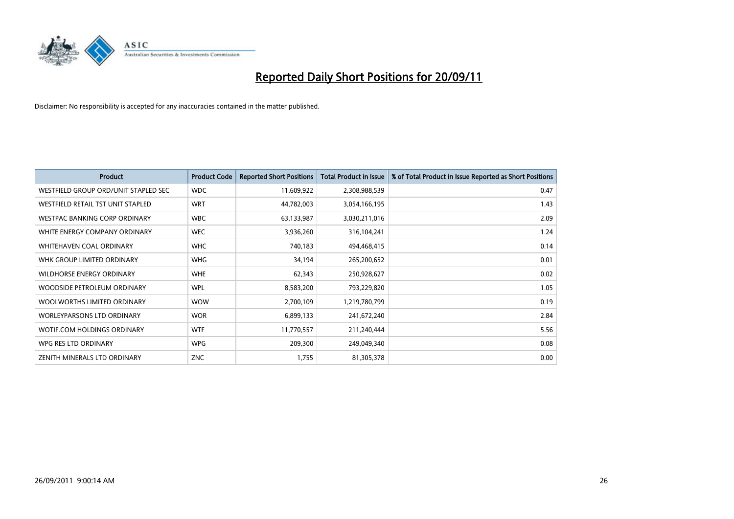# Reported Daily Short Positions for 20/09/11

Disclaimer: No responsibility is accepted for any inaccuracies contained in the matter published.

| Product | Product Code | Reported Short Positions | Total Product in Issue | % of Total Product in Issue Reported as Short Positions |
|---|---|---|---|---|
| WESTFIELD GROUP ORD/UNIT STAPLED SEC | WDC | 11,609,922 | 2,308,988,539 | 0.47 |
| WESTFIELD RETAIL TST UNIT STAPLED | WRT | 44,782,003 | 3,054,166,195 | 1.43 |
| WESTPAC BANKING CORP ORDINARY | WBC | 63,133,987 | 3,030,211,016 | 2.09 |
| WHITE ENERGY COMPANY ORDINARY | WEC | 3,936,260 | 316,104,241 | 1.24 |
| WHITEHAVEN COAL ORDINARY | WHC | 740,183 | 494,468,415 | 0.14 |
| WHK GROUP LIMITED ORDINARY | WHG | 34,194 | 265,200,652 | 0.01 |
| WILDHORSE ENERGY ORDINARY | WHE | 62,343 | 250,928,627 | 0.02 |
| WOODSIDE PETROLEUM ORDINARY | WPL | 8,583,200 | 793,229,820 | 1.05 |
| WOOLWORTHS LIMITED ORDINARY | WOW | 2,700,109 | 1,219,780,799 | 0.19 |
| WORLEYPARSONS LTD ORDINARY | WOR | 6,899,133 | 241,672,240 | 2.84 |
| WOTIF.COM HOLDINGS ORDINARY | WTF | 11,770,557 | 211,240,444 | 5.56 |
| WPG RES LTD ORDINARY | WPG | 209,300 | 249,049,340 | 0.08 |
| ZENITH MINERALS LTD ORDINARY | ZNC | 1,755 | 81,305,378 | 0.00 |